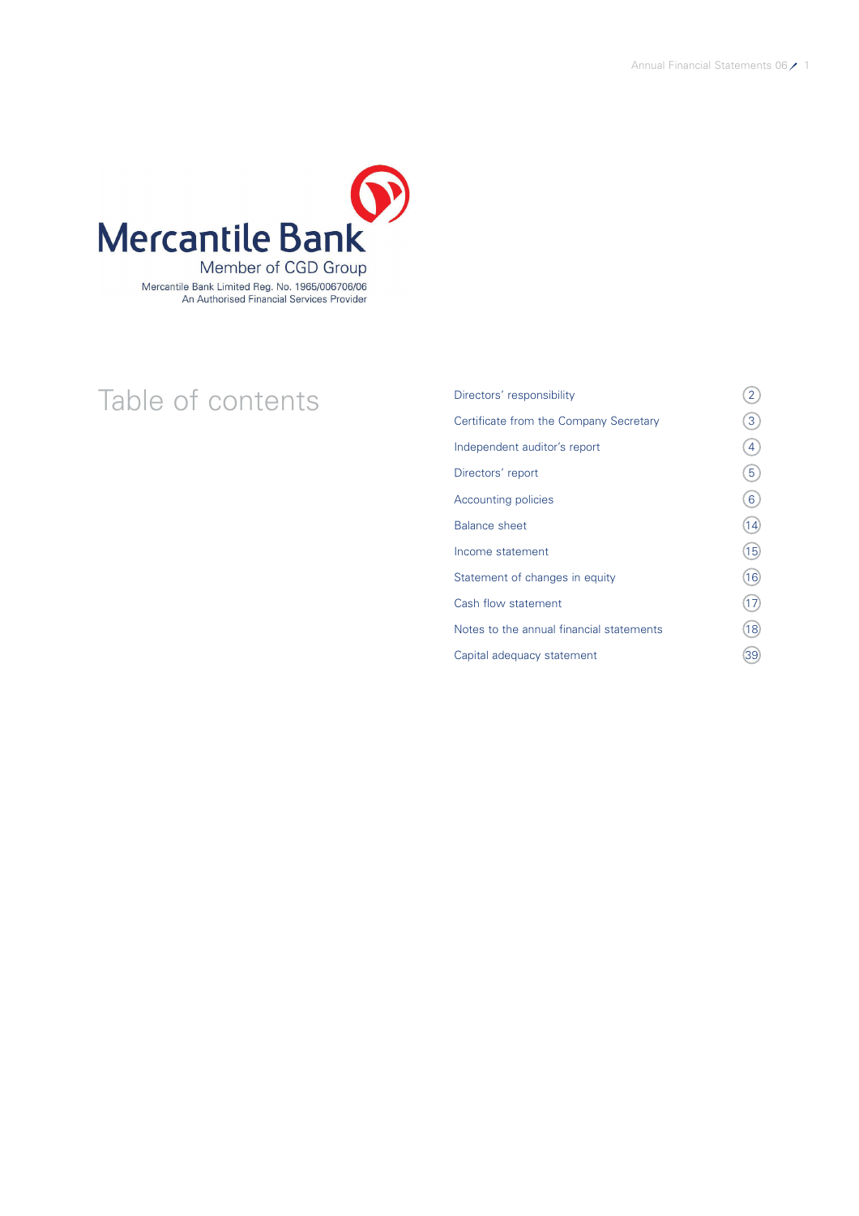Mercantile Bank

Member of CGD Group

Mercantile Bank Limited Reg. No. 1965/006706/06
An Authorised Financial Services Provider

# Table of contents

| | |
|---|---|
| Directors' responsibility | 2 |
| Certificate from the Company Secretary | 3 |
| Independent auditor's report | 4 |
| Directors' report | 5 |
| Accounting policies | 6 |
| Balance sheet | 14 |
| Income statement | 15 |
| Statement of changes in equity | 16 |
| Cash flow statement | 17 |
| Notes to the annual financial statements | 18 |
| Capital adequacy statement | 39 |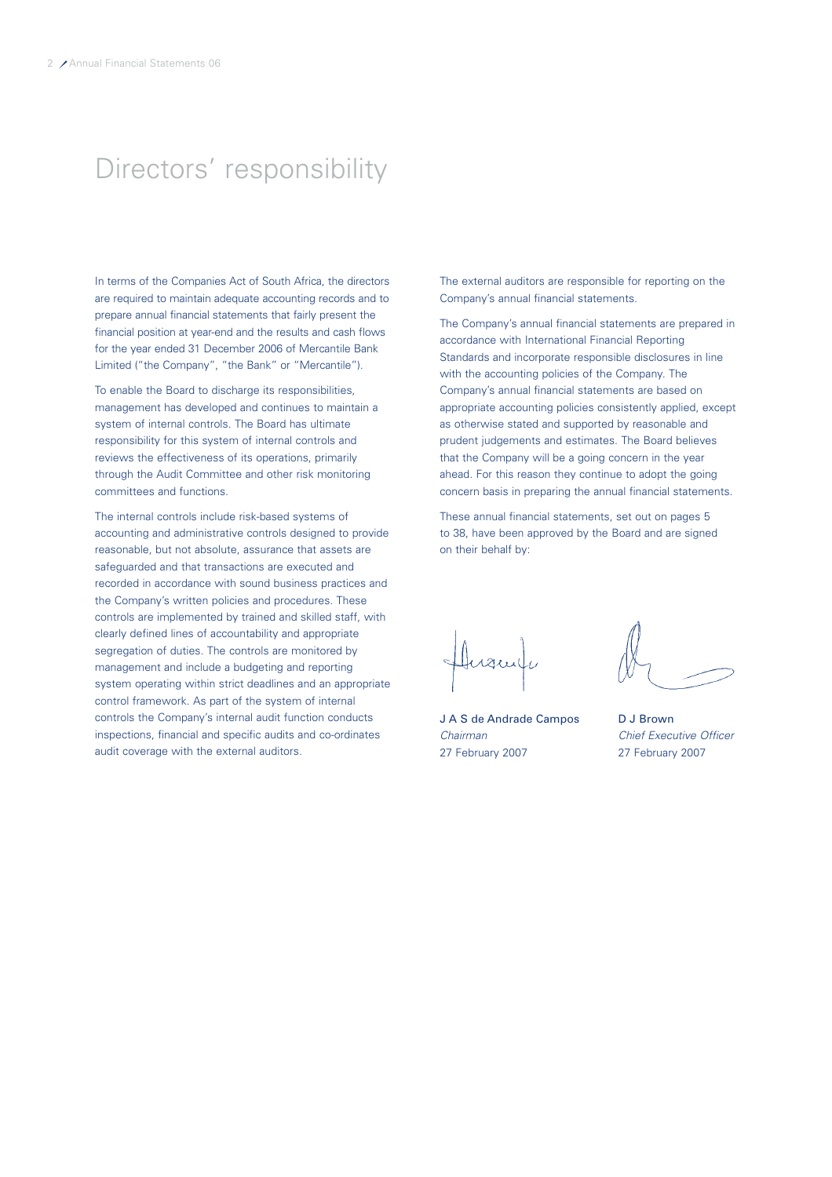# Directors' responsibility

In terms of the Companies Act of South Africa, the directors are required to maintain adequate accounting records and to prepare annual financial statements that fairly present the financial position at year-end and the results and cash flows for the year ended 31 December 2006 of Mercantile Bank Limited ("the Company", "the Bank" or "Mercantile").

To enable the Board to discharge its responsibilities, management has developed and continues to maintain a system of internal controls. The Board has ultimate responsibility for this system of internal controls and reviews the effectiveness of its operations, primarily through the Audit Committee and other risk monitoring committees and functions.

The internal controls include risk-based systems of accounting and administrative controls designed to provide reasonable, but not absolute, assurance that assets are safeguarded and that transactions are executed and recorded in accordance with sound business practices and the Company's written policies and procedures. These controls are implemented by trained and skilled staff, with clearly defined lines of accountability and appropriate segregation of duties. The controls are monitored by management and include a budgeting and reporting system operating within strict deadlines and an appropriate control framework. As part of the system of internal controls the Company's internal audit function conducts inspections, financial and specific audits and co-ordinates audit coverage with the external auditors.

The external auditors are responsible for reporting on the Company's annual financial statements.

The Company's annual financial statements are prepared in accordance with International Financial Reporting Standards and incorporate responsible disclosures in line with the accounting policies of the Company. The Company's annual financial statements are based on appropriate accounting policies consistently applied, except as otherwise stated and supported by reasonable and prudent judgements and estimates. The Board believes that the Company will be a going concern in the year ahead. For this reason they continue to adopt the going concern basis in preparing the annual financial statements.

These annual financial statements, set out on pages 5 to 38, have been approved by the Board and are signed on their behalf by:

J A S de Andrade Campos
*Chairman*
27 February 2007

D J Brown
*Chief Executive Officer*
27 February 2007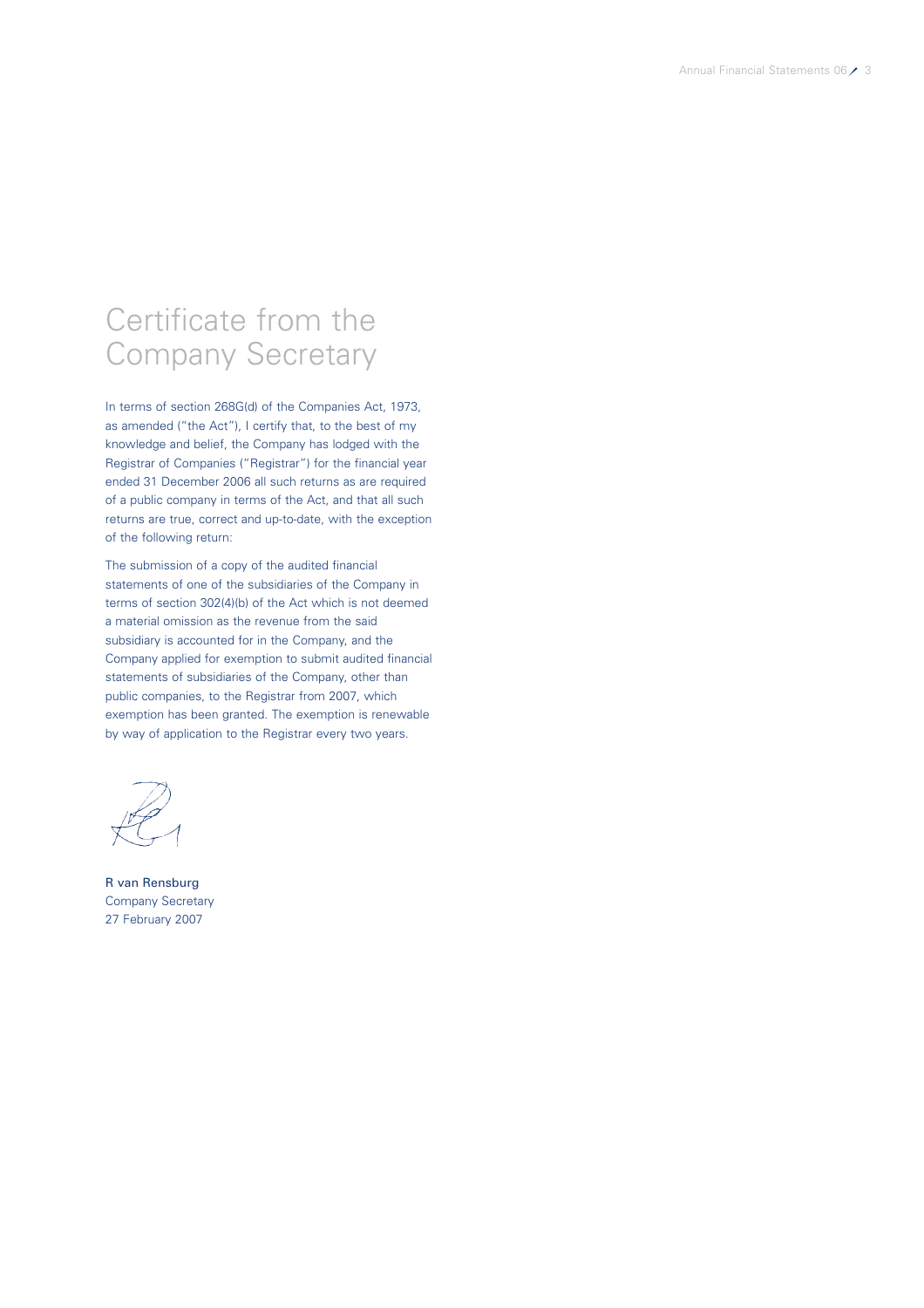# Certificate from the Company Secretary

In terms of section 268G(d) of the Companies Act, 1973, as amended ("the Act"), I certify that, to the best of my knowledge and belief, the Company has lodged with the Registrar of Companies ("Registrar") for the financial year ended 31 December 2006 all such returns as are required of a public company in terms of the Act, and that all such returns are true, correct and up-to-date, with the exception of the following return:

The submission of a copy of the audited financial statements of one of the subsidiaries of the Company in terms of section 302(4)(b) of the Act which is not deemed a material omission as the revenue from the said subsidiary is accounted for in the Company, and the Company applied for exemption to submit audited financial statements of subsidiaries of the Company, other than public companies, to the Registrar from 2007, which exemption has been granted. The exemption is renewable by way of application to the Registrar every two years.

R van Rensburg
Company Secretary
27 February 2007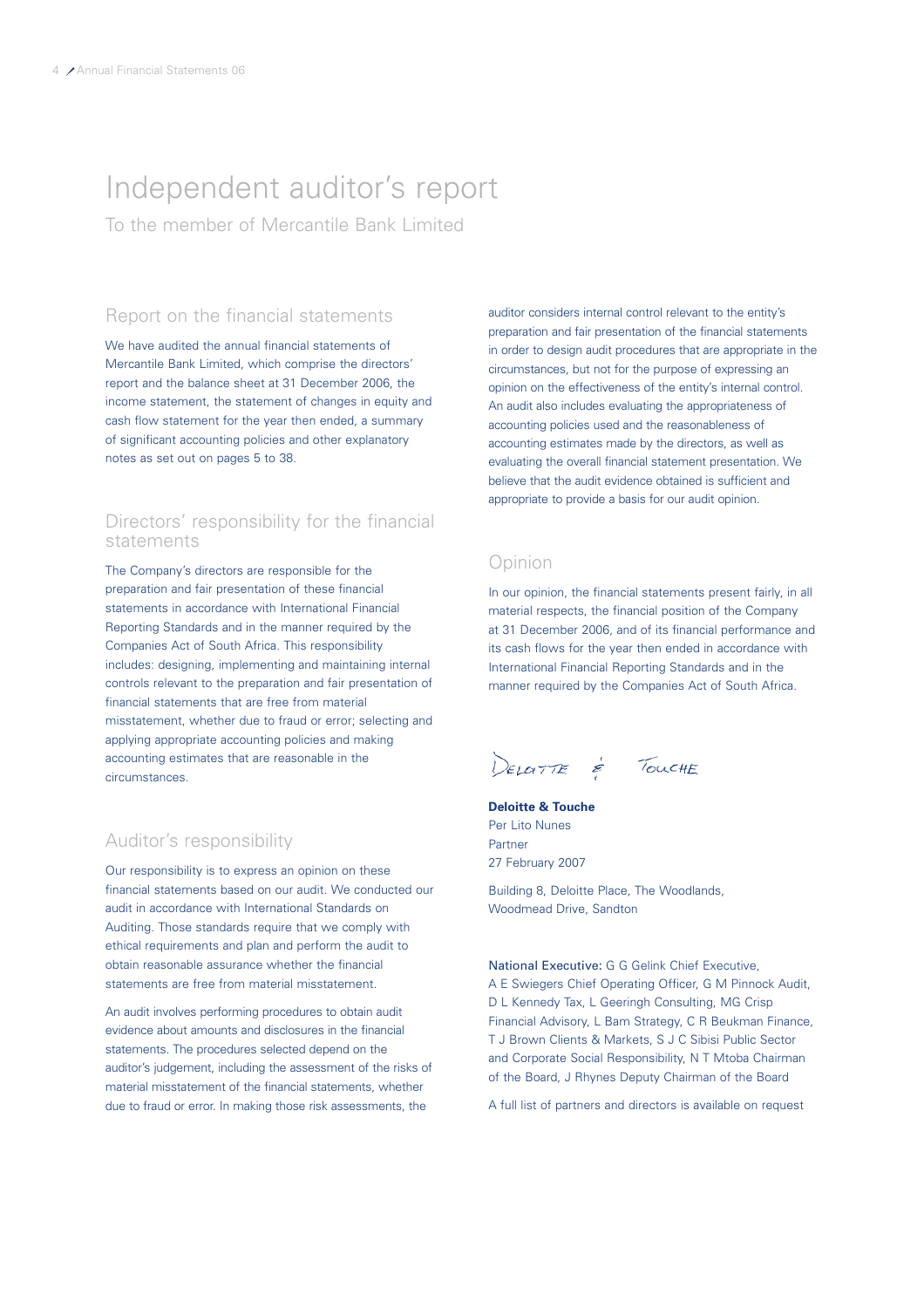# Independent auditor's report

To the member of Mercantile Bank Limited

## Report on the financial statements

We have audited the annual financial statements of Mercantile Bank Limited, which comprise the directors' report and the balance sheet at 31 December 2006, the income statement, the statement of changes in equity and cash flow statement for the year then ended, a summary of significant accounting policies and other explanatory notes as set out on pages 5 to 38.

## Directors' responsibility for the financial statements

The Company's directors are responsible for the preparation and fair presentation of these financial statements in accordance with International Financial Reporting Standards and in the manner required by the Companies Act of South Africa. This responsibility includes: designing, implementing and maintaining internal controls relevant to the preparation and fair presentation of financial statements that are free from material misstatement, whether due to fraud or error; selecting and applying appropriate accounting policies and making accounting estimates that are reasonable in the circumstances.

## Auditor's responsibility

Our responsibility is to express an opinion on these financial statements based on our audit. We conducted our audit in accordance with International Standards on Auditing. Those standards require that we comply with ethical requirements and plan and perform the audit to obtain reasonable assurance whether the financial statements are free from material misstatement.

An audit involves performing procedures to obtain audit evidence about amounts and disclosures in the financial statements. The procedures selected depend on the auditor's judgement, including the assessment of the risks of material misstatement of the financial statements, whether due to fraud or error. In making those risk assessments, the auditor considers internal control relevant to the entity's preparation and fair presentation of the financial statements in order to design audit procedures that are appropriate in the circumstances, but not for the purpose of expressing an opinion on the effectiveness of the entity's internal control. An audit also includes evaluating the appropriateness of accounting policies used and the reasonableness of accounting estimates made by the directors, as well as evaluating the overall financial statement presentation. We believe that the audit evidence obtained is sufficient and appropriate to provide a basis for our audit opinion.

## Opinion

In our opinion, the financial statements present fairly, in all material respects, the financial position of the Company at 31 December 2006, and of its financial performance and its cash flows for the year then ended in accordance with International Financial Reporting Standards and in the manner required by the Companies Act of South Africa.

Deloitte & Touche

**Deloitte & Touche**
Per Lito Nunes
Partner
27 February 2007

Building 8, Deloitte Place, The Woodlands,
Woodmead Drive, Sandton

National Executive: G G Gelink Chief Executive, A E Swiegers Chief Operating Officer, G M Pinnock Audit, D L Kennedy Tax, L Geeringh Consulting, MG Crisp Financial Advisory, L Bam Strategy, C R Beukman Finance, T J Brown Clients & Markets, S J C Sibisi Public Sector and Corporate Social Responsibility, N T Mtoba Chairman of the Board, J Rhynes Deputy Chairman of the Board

A full list of partners and directors is available on request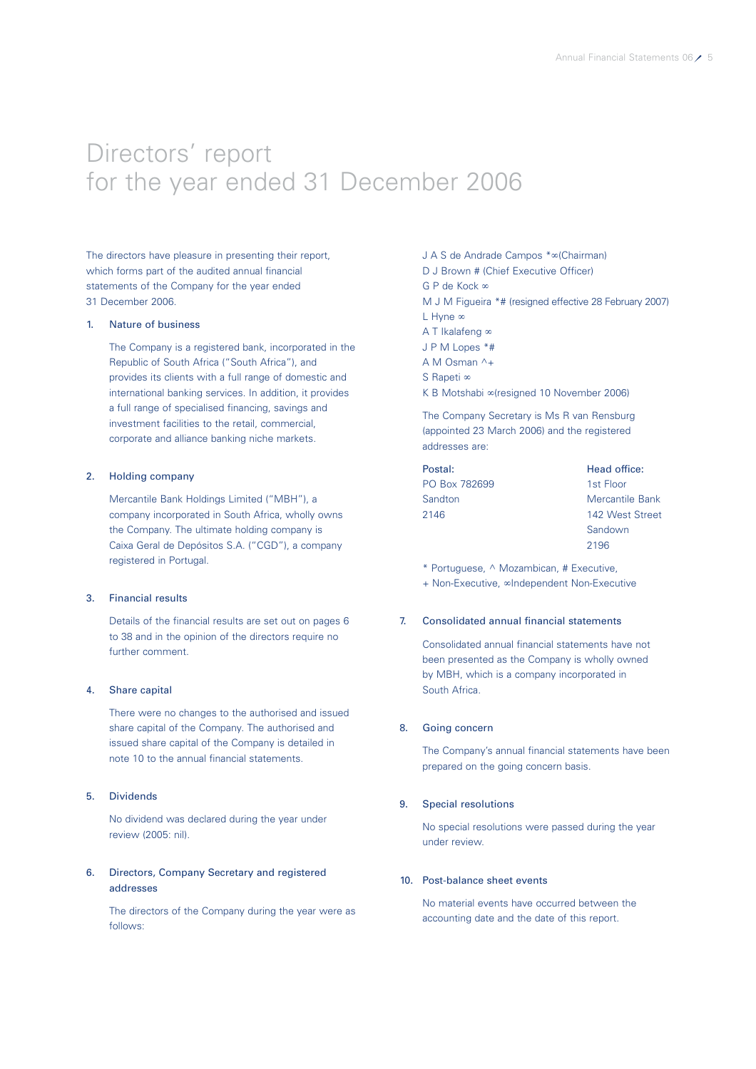# Directors' report for the year ended 31 December 2006

The directors have pleasure in presenting their report, which forms part of the audited annual financial statements of the Company for the year ended 31 December 2006.

## 1. Nature of business

The Company is a registered bank, incorporated in the Republic of South Africa ("South Africa"), and provides its clients with a full range of domestic and international banking services. In addition, it provides a full range of specialised financing, savings and investment facilities to the retail, commercial, corporate and alliance banking niche markets.

## 2. Holding company

Mercantile Bank Holdings Limited ("MBH"), a company incorporated in South Africa, wholly owns the Company. The ultimate holding company is Caixa Geral de Depósitos S.A. ("CGD"), a company registered in Portugal.

## 3. Financial results

Details of the financial results are set out on pages 6 to 38 and in the opinion of the directors require no further comment.

## 4. Share capital

There were no changes to the authorised and issued share capital of the Company. The authorised and issued share capital of the Company is detailed in note 10 to the annual financial statements.

## 5. Dividends

No dividend was declared during the year under review (2005: nil).

## 6. Directors, Company Secretary and registered addresses

The directors of the Company during the year were as follows:

J A S de Andrade Campos *∞(Chairman)
D J Brown # (Chief Executive Officer)
G P de Kock ∞
M J M Figueira *# (resigned effective 28 February 2007)
L Hyne ∞
A T Ikalafeng ∞
J P M Lopes *#
A M Osman ^+
S Rapeti ∞
K B Motshabi ∞(resigned 10 November 2006)

The Company Secretary is Ms R van Rensburg (appointed 23 March 2006) and the registered addresses are:

| Postal: | Head office: |
|---|---|
| PO Box 782699 | 1st Floor |
| Sandton | Mercantile Bank |
| 2146 | 142 West Street |
| | Sandown |
| | 2196 |

\* Portuguese, ^ Mozambican, # Executive,
\+ Non-Executive, ∞Independent Non-Executive

## 7. Consolidated annual financial statements

Consolidated annual financial statements have not been presented as the Company is wholly owned by MBH, which is a company incorporated in South Africa.

## 8. Going concern

The Company's annual financial statements have been prepared on the going concern basis.

## 9. Special resolutions

No special resolutions were passed during the year under review.

## 10. Post-balance sheet events

No material events have occurred between the accounting date and the date of this report.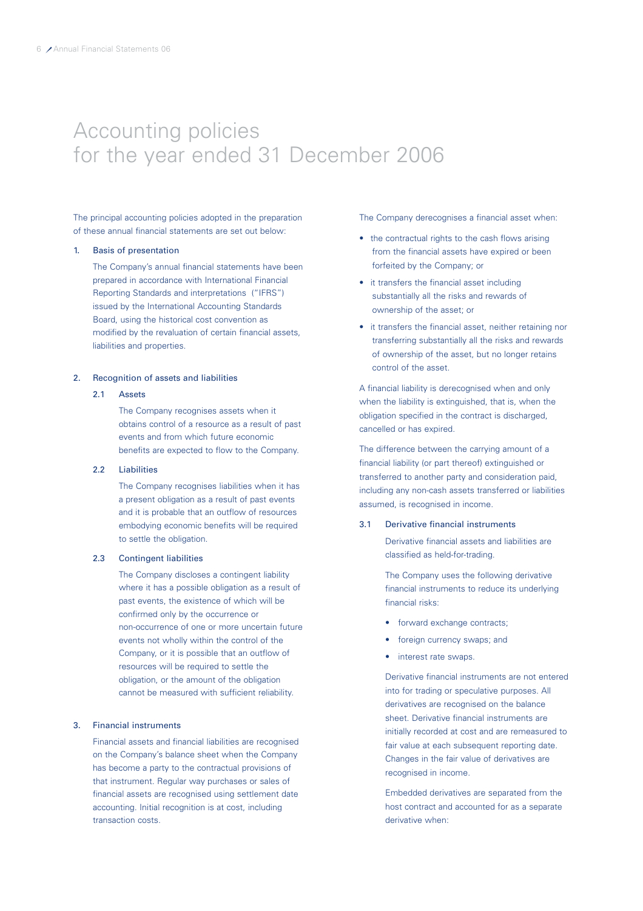# Accounting policies for the year ended 31 December 2006

The principal accounting policies adopted in the preparation of these annual financial statements are set out below:

## 1. Basis of presentation

The Company's annual financial statements have been prepared in accordance with International Financial Reporting Standards and interpretations ("IFRS") issued by the International Accounting Standards Board, using the historical cost convention as modified by the revaluation of certain financial assets, liabilities and properties.

## 2. Recognition of assets and liabilities

### 2.1 Assets

The Company recognises assets when it obtains control of a resource as a result of past events and from which future economic benefits are expected to flow to the Company.

### 2.2 Liabilities

The Company recognises liabilities when it has a present obligation as a result of past events and it is probable that an outflow of resources embodying economic benefits will be required to settle the obligation.

### 2.3 Contingent liabilities

The Company discloses a contingent liability where it has a possible obligation as a result of past events, the existence of which will be confirmed only by the occurrence or non-occurrence of one or more uncertain future events not wholly within the control of the Company, or it is possible that an outflow of resources will be required to settle the obligation, or the amount of the obligation cannot be measured with sufficient reliability.

## 3. Financial instruments

Financial assets and financial liabilities are recognised on the Company's balance sheet when the Company has become a party to the contractual provisions of that instrument. Regular way purchases or sales of financial assets are recognised using settlement date accounting. Initial recognition is at cost, including transaction costs.

The Company derecognises a financial asset when:

- the contractual rights to the cash flows arising from the financial assets have expired or been forfeited by the Company; or
- it transfers the financial asset including substantially all the risks and rewards of ownership of the asset; or
- it transfers the financial asset, neither retaining nor transferring substantially all the risks and rewards of ownership of the asset, but no longer retains control of the asset.

A financial liability is derecognised when and only when the liability is extinguished, that is, when the obligation specified in the contract is discharged, cancelled or has expired.

The difference between the carrying amount of a financial liability (or part thereof) extinguished or transferred to another party and consideration paid, including any non-cash assets transferred or liabilities assumed, is recognised in income.

### 3.1 Derivative financial instruments

Derivative financial assets and liabilities are classified as held-for-trading.

The Company uses the following derivative financial instruments to reduce its underlying financial risks:

- forward exchange contracts;
- foreign currency swaps; and
- interest rate swaps.

Derivative financial instruments are not entered into for trading or speculative purposes. All derivatives are recognised on the balance sheet. Derivative financial instruments are initially recorded at cost and are remeasured to fair value at each subsequent reporting date. Changes in the fair value of derivatives are recognised in income.

Embedded derivatives are separated from the host contract and accounted for as a separate derivative when: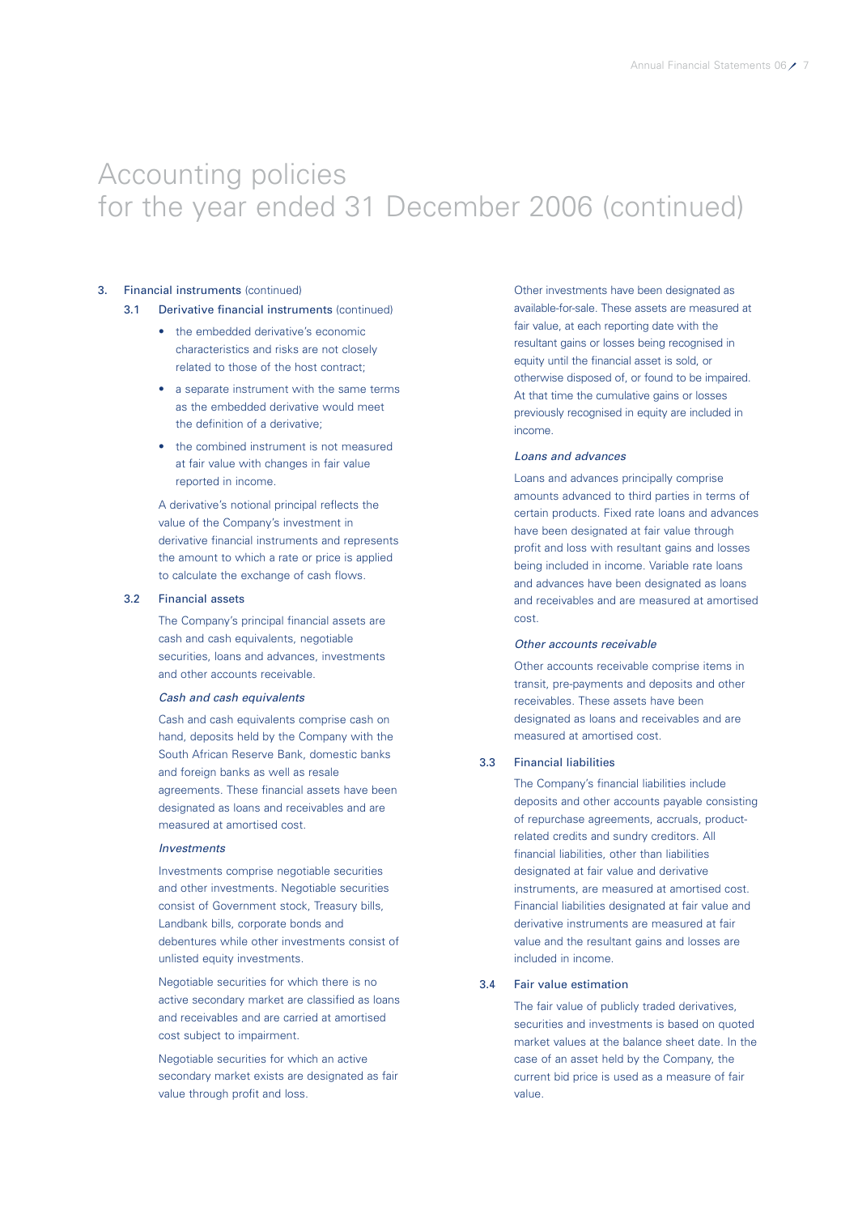# Accounting policies for the year ended 31 December 2006 (continued)

## 3. Financial instruments (continued)

### 3.1 Derivative financial instruments (continued)

- the embedded derivative's economic characteristics and risks are not closely related to those of the host contract;
- a separate instrument with the same terms as the embedded derivative would meet the definition of a derivative;
- the combined instrument is not measured at fair value with changes in fair value reported in income.

A derivative's notional principal reflects the value of the Company's investment in derivative financial instruments and represents the amount to which a rate or price is applied to calculate the exchange of cash flows.

### 3.2 Financial assets

The Company's principal financial assets are cash and cash equivalents, negotiable securities, loans and advances, investments and other accounts receivable.

*Cash and cash equivalents*

Cash and cash equivalents comprise cash on hand, deposits held by the Company with the South African Reserve Bank, domestic banks and foreign banks as well as resale agreements. These financial assets have been designated as loans and receivables and are measured at amortised cost.

*Investments*

Investments comprise negotiable securities and other investments. Negotiable securities consist of Government stock, Treasury bills, Landbank bills, corporate bonds and debentures while other investments consist of unlisted equity investments.

Negotiable securities for which there is no active secondary market are classified as loans and receivables and are carried at amortised cost subject to impairment.

Negotiable securities for which an active secondary market exists are designated as fair value through profit and loss.

Other investments have been designated as available-for-sale. These assets are measured at fair value, at each reporting date with the resultant gains or losses being recognised in equity until the financial asset is sold, or otherwise disposed of, or found to be impaired. At that time the cumulative gains or losses previously recognised in equity are included in income.

*Loans and advances*

Loans and advances principally comprise amounts advanced to third parties in terms of certain products. Fixed rate loans and advances have been designated at fair value through profit and loss with resultant gains and losses being included in income. Variable rate loans and advances have been designated as loans and receivables and are measured at amortised cost.

*Other accounts receivable*

Other accounts receivable comprise items in transit, pre-payments and deposits and other receivables. These assets have been designated as loans and receivables and are measured at amortised cost.

### 3.3 Financial liabilities

The Company's financial liabilities include deposits and other accounts payable consisting of repurchase agreements, accruals, product-related credits and sundry creditors. All financial liabilities, other than liabilities designated at fair value and derivative instruments, are measured at amortised cost. Financial liabilities designated at fair value and derivative instruments are measured at fair value and the resultant gains and losses are included in income.

### 3.4 Fair value estimation

The fair value of publicly traded derivatives, securities and investments is based on quoted market values at the balance sheet date. In the case of an asset held by the Company, the current bid price is used as a measure of fair value.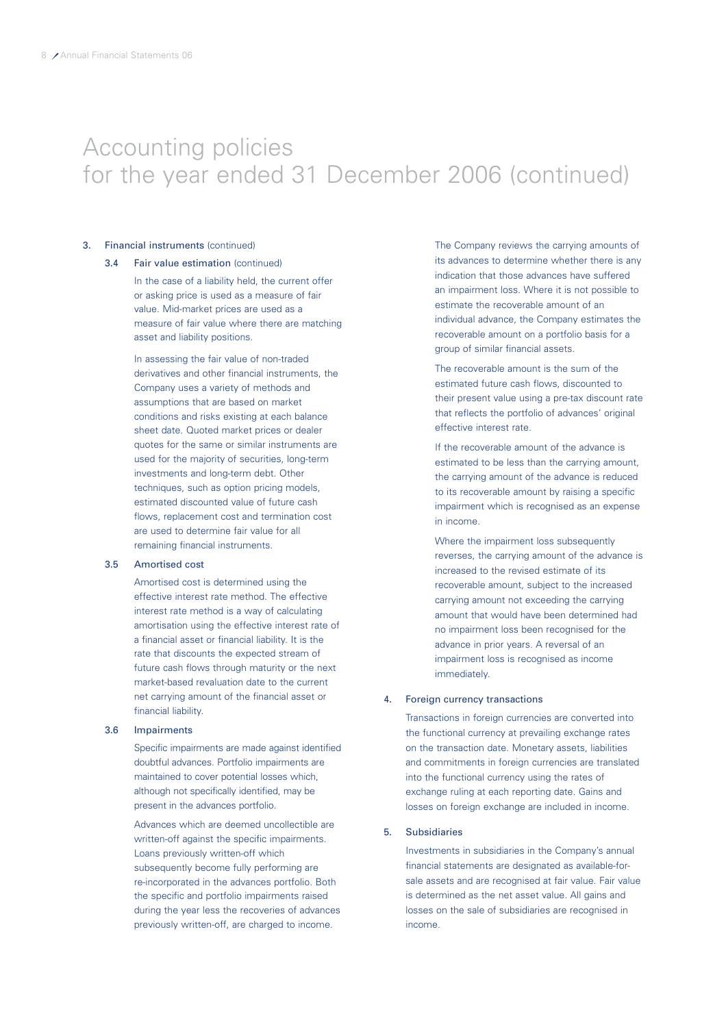# Accounting policies
for the year ended 31 December 2006 (continued)

## 3. Financial instruments (continued)

### 3.4 Fair value estimation (continued)

In the case of a liability held, the current offer or asking price is used as a measure of fair value. Mid-market prices are used as a measure of fair value where there are matching asset and liability positions.

In assessing the fair value of non-traded derivatives and other financial instruments, the Company uses a variety of methods and assumptions that are based on market conditions and risks existing at each balance sheet date. Quoted market prices or dealer quotes for the same or similar instruments are used for the majority of securities, long-term investments and long-term debt. Other techniques, such as option pricing models, estimated discounted value of future cash flows, replacement cost and termination cost are used to determine fair value for all remaining financial instruments.

### 3.5 Amortised cost

Amortised cost is determined using the effective interest rate method. The effective interest rate method is a way of calculating amortisation using the effective interest rate of a financial asset or financial liability. It is the rate that discounts the expected stream of future cash flows through maturity or the next market-based revaluation date to the current net carrying amount of the financial asset or financial liability.

### 3.6 Impairments

Specific impairments are made against identified doubtful advances. Portfolio impairments are maintained to cover potential losses which, although not specifically identified, may be present in the advances portfolio.

Advances which are deemed uncollectible are written-off against the specific impairments. Loans previously written-off which subsequently become fully performing are re-incorporated in the advances portfolio. Both the specific and portfolio impairments raised during the year less the recoveries of advances previously written-off, are charged to income.

The Company reviews the carrying amounts of its advances to determine whether there is any indication that those advances have suffered an impairment loss. Where it is not possible to estimate the recoverable amount of an individual advance, the Company estimates the recoverable amount on a portfolio basis for a group of similar financial assets.

The recoverable amount is the sum of the estimated future cash flows, discounted to their present value using a pre-tax discount rate that reflects the portfolio of advances' original effective interest rate.

If the recoverable amount of the advance is estimated to be less than the carrying amount, the carrying amount of the advance is reduced to its recoverable amount by raising a specific impairment which is recognised as an expense in income.

Where the impairment loss subsequently reverses, the carrying amount of the advance is increased to the revised estimate of its recoverable amount, subject to the increased carrying amount not exceeding the carrying amount that would have been determined had no impairment loss been recognised for the advance in prior years. A reversal of an impairment loss is recognised as income immediately.

## 4. Foreign currency transactions

Transactions in foreign currencies are converted into the functional currency at prevailing exchange rates on the transaction date. Monetary assets, liabilities and commitments in foreign currencies are translated into the functional currency using the rates of exchange ruling at each reporting date. Gains and losses on foreign exchange are included in income.

## 5. Subsidiaries

Investments in subsidiaries in the Company's annual financial statements are designated as available-for-sale assets and are recognised at fair value. Fair value is determined as the net asset value. All gains and losses on the sale of subsidiaries are recognised in income.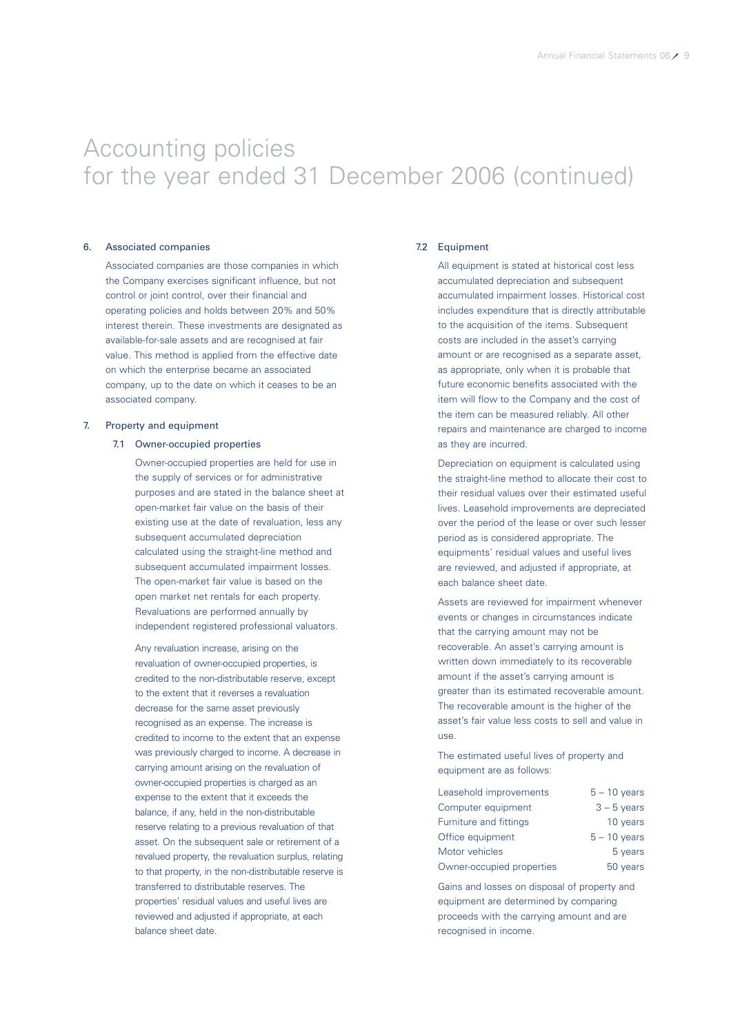# Accounting policies for the year ended 31 December 2006 (continued)

## 6. Associated companies

Associated companies are those companies in which the Company exercises significant influence, but not control or joint control, over their financial and operating policies and holds between 20% and 50% interest therein. These investments are designated as available-for-sale assets and are recognised at fair value. This method is applied from the effective date on which the enterprise became an associated company, up to the date on which it ceases to be an associated company.

## 7. Property and equipment

### 7.1 Owner-occupied properties

Owner-occupied properties are held for use in the supply of services or for administrative purposes and are stated in the balance sheet at open-market fair value on the basis of their existing use at the date of revaluation, less any subsequent accumulated depreciation calculated using the straight-line method and subsequent accumulated impairment losses. The open-market fair value is based on the open market net rentals for each property. Revaluations are performed annually by independent registered professional valuators.

Any revaluation increase, arising on the revaluation of owner-occupied properties, is credited to the non-distributable reserve, except to the extent that it reverses a revaluation decrease for the same asset previously recognised as an expense. The increase is credited to income to the extent that an expense was previously charged to income. A decrease in carrying amount arising on the revaluation of owner-occupied properties is charged as an expense to the extent that it exceeds the balance, if any, held in the non-distributable reserve relating to a previous revaluation of that asset. On the subsequent sale or retirement of a revalued property, the revaluation surplus, relating to that property, in the non-distributable reserve is transferred to distributable reserves. The properties' residual values and useful lives are reviewed and adjusted if appropriate, at each balance sheet date.

### 7.2 Equipment

All equipment is stated at historical cost less accumulated depreciation and subsequent accumulated impairment losses. Historical cost includes expenditure that is directly attributable to the acquisition of the items. Subsequent costs are included in the asset's carrying amount or are recognised as a separate asset, as appropriate, only when it is probable that future economic benefits associated with the item will flow to the Company and the cost of the item can be measured reliably. All other repairs and maintenance are charged to income as they are incurred.

Depreciation on equipment is calculated using the straight-line method to allocate their cost to their residual values over their estimated useful lives. Leasehold improvements are depreciated over the period of the lease or over such lesser period as is considered appropriate. The equipments' residual values and useful lives are reviewed, and adjusted if appropriate, at each balance sheet date.

Assets are reviewed for impairment whenever events or changes in circumstances indicate that the carrying amount may not be recoverable. An asset's carrying amount is written down immediately to its recoverable amount if the asset's carrying amount is greater than its estimated recoverable amount. The recoverable amount is the higher of the asset's fair value less costs to sell and value in use.

The estimated useful lives of property and equipment are as follows:

| | |
|---|---|
| Leasehold improvements | 5 – 10 years |
| Computer equipment | 3 – 5 years |
| Furniture and fittings | 10 years |
| Office equipment | 5 – 10 years |
| Motor vehicles | 5 years |
| Owner-occupied properties | 50 years |

Gains and losses on disposal of property and equipment are determined by comparing proceeds with the carrying amount and are recognised in income.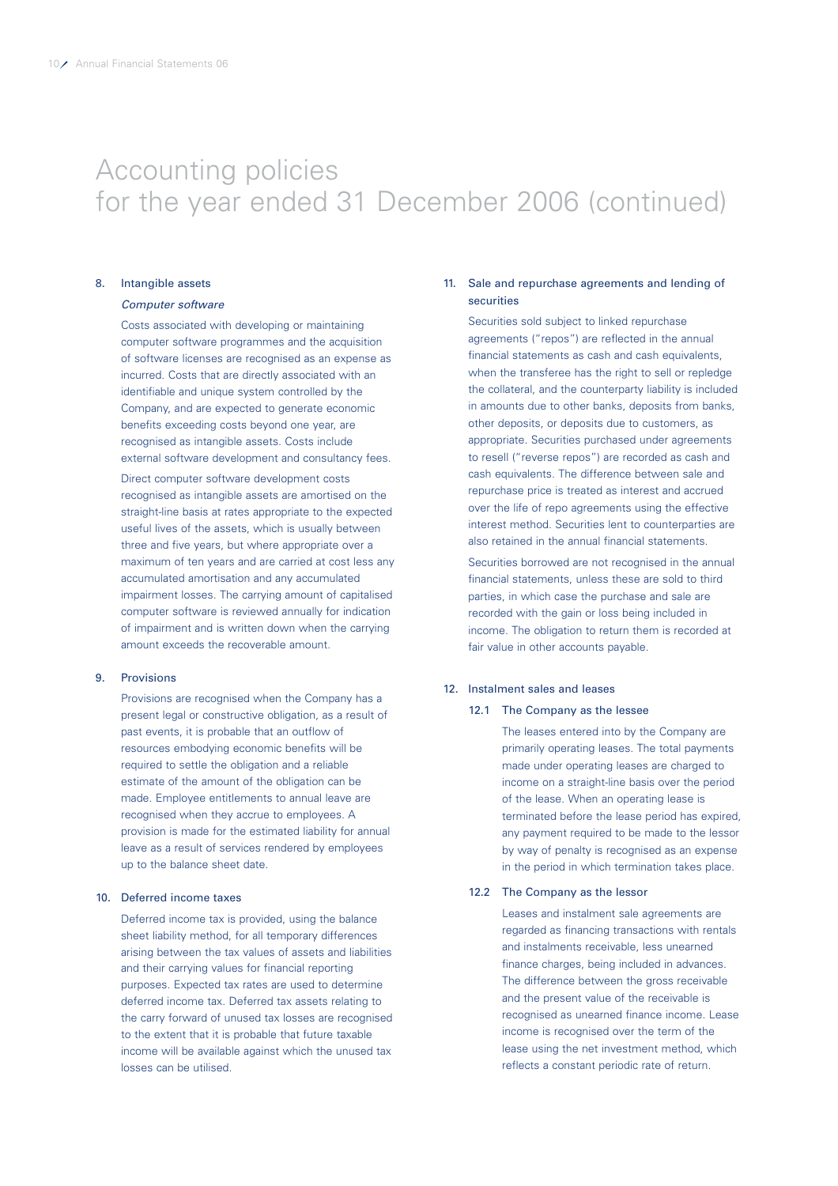# Accounting policies for the year ended 31 December 2006 (continued)

## 8. Intangible assets

*Computer software*

Costs associated with developing or maintaining computer software programmes and the acquisition of software licenses are recognised as an expense as incurred. Costs that are directly associated with an identifiable and unique system controlled by the Company, and are expected to generate economic benefits exceeding costs beyond one year, are recognised as intangible assets. Costs include external software development and consultancy fees.

Direct computer software development costs recognised as intangible assets are amortised on the straight-line basis at rates appropriate to the expected useful lives of the assets, which is usually between three and five years, but where appropriate over a maximum of ten years and are carried at cost less any accumulated amortisation and any accumulated impairment losses. The carrying amount of capitalised computer software is reviewed annually for indication of impairment and is written down when the carrying amount exceeds the recoverable amount.

## 9. Provisions

Provisions are recognised when the Company has a present legal or constructive obligation, as a result of past events, it is probable that an outflow of resources embodying economic benefits will be required to settle the obligation and a reliable estimate of the amount of the obligation can be made. Employee entitlements to annual leave are recognised when they accrue to employees. A provision is made for the estimated liability for annual leave as a result of services rendered by employees up to the balance sheet date.

## 10. Deferred income taxes

Deferred income tax is provided, using the balance sheet liability method, for all temporary differences arising between the tax values of assets and liabilities and their carrying values for financial reporting purposes. Expected tax rates are used to determine deferred income tax. Deferred tax assets relating to the carry forward of unused tax losses are recognised to the extent that it is probable that future taxable income will be available against which the unused tax losses can be utilised.

## 11. Sale and repurchase agreements and lending of securities

Securities sold subject to linked repurchase agreements ("repos") are reflected in the annual financial statements as cash and cash equivalents, when the transferee has the right to sell or repledge the collateral, and the counterparty liability is included in amounts due to other banks, deposits from banks, other deposits, or deposits due to customers, as appropriate. Securities purchased under agreements to resell ("reverse repos") are recorded as cash and cash equivalents. The difference between sale and repurchase price is treated as interest and accrued over the life of repo agreements using the effective interest method. Securities lent to counterparties are also retained in the annual financial statements.

Securities borrowed are not recognised in the annual financial statements, unless these are sold to third parties, in which case the purchase and sale are recorded with the gain or loss being included in income. The obligation to return them is recorded at fair value in other accounts payable.

## 12. Instalment sales and leases

### 12.1 The Company as the lessee

The leases entered into by the Company are primarily operating leases. The total payments made under operating leases are charged to income on a straight-line basis over the period of the lease. When an operating lease is terminated before the lease period has expired, any payment required to be made to the lessor by way of penalty is recognised as an expense in the period in which termination takes place.

### 12.2 The Company as the lessor

Leases and instalment sale agreements are regarded as financing transactions with rentals and instalments receivable, less unearned finance charges, being included in advances. The difference between the gross receivable and the present value of the receivable is recognised as unearned finance income. Lease income is recognised over the term of the lease using the net investment method, which reflects a constant periodic rate of return.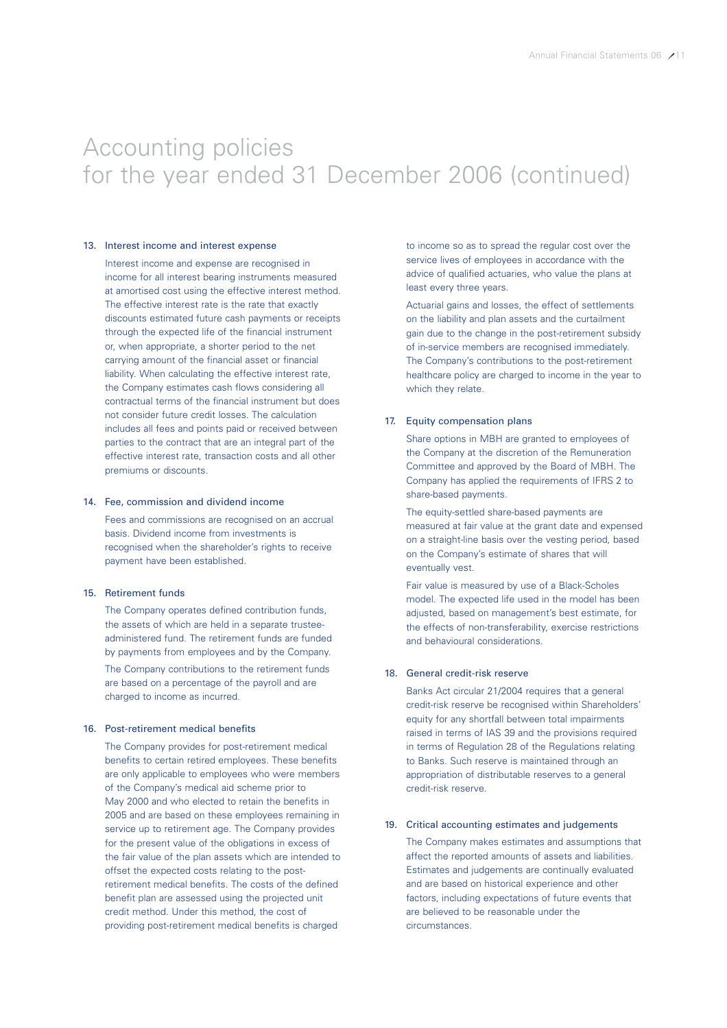# Accounting policies
# for the year ended 31 December 2006 (continued)

## 13. Interest income and interest expense

Interest income and expense are recognised in income for all interest bearing instruments measured at amortised cost using the effective interest method. The effective interest rate is the rate that exactly discounts estimated future cash payments or receipts through the expected life of the financial instrument or, when appropriate, a shorter period to the net carrying amount of the financial asset or financial liability. When calculating the effective interest rate, the Company estimates cash flows considering all contractual terms of the financial instrument but does not consider future credit losses. The calculation includes all fees and points paid or received between parties to the contract that are an integral part of the effective interest rate, transaction costs and all other premiums or discounts.

## 14. Fee, commission and dividend income

Fees and commissions are recognised on an accrual basis. Dividend income from investments is recognised when the shareholder's rights to receive payment have been established.

## 15. Retirement funds

The Company operates defined contribution funds, the assets of which are held in a separate trustee-administered fund. The retirement funds are funded by payments from employees and by the Company.

The Company contributions to the retirement funds are based on a percentage of the payroll and are charged to income as incurred.

## 16. Post-retirement medical benefits

The Company provides for post-retirement medical benefits to certain retired employees. These benefits are only applicable to employees who were members of the Company's medical aid scheme prior to May 2000 and who elected to retain the benefits in 2005 and are based on these employees remaining in service up to retirement age. The Company provides for the present value of the obligations in excess of the fair value of the plan assets which are intended to offset the expected costs relating to the post-retirement medical benefits. The costs of the defined benefit plan are assessed using the projected unit credit method. Under this method, the cost of providing post-retirement medical benefits is charged to income so as to spread the regular cost over the service lives of employees in accordance with the advice of qualified actuaries, who value the plans at least every three years.

Actuarial gains and losses, the effect of settlements on the liability and plan assets and the curtailment gain due to the change in the post-retirement subsidy of in-service members are recognised immediately. The Company's contributions to the post-retirement healthcare policy are charged to income in the year to which they relate.

## 17. Equity compensation plans

Share options in MBH are granted to employees of the Company at the discretion of the Remuneration Committee and approved by the Board of MBH. The Company has applied the requirements of IFRS 2 to share-based payments.

The equity-settled share-based payments are measured at fair value at the grant date and expensed on a straight-line basis over the vesting period, based on the Company's estimate of shares that will eventually vest.

Fair value is measured by use of a Black-Scholes model. The expected life used in the model has been adjusted, based on management's best estimate, for the effects of non-transferability, exercise restrictions and behavioural considerations.

## 18. General credit-risk reserve

Banks Act circular 21/2004 requires that a general credit-risk reserve be recognised within Shareholders' equity for any shortfall between total impairments raised in terms of IAS 39 and the provisions required in terms of Regulation 28 of the Regulations relating to Banks. Such reserve is maintained through an appropriation of distributable reserves to a general credit-risk reserve.

## 19. Critical accounting estimates and judgements

The Company makes estimates and assumptions that affect the reported amounts of assets and liabilities. Estimates and judgements are continually evaluated and are based on historical experience and other factors, including expectations of future events that are believed to be reasonable under the circumstances.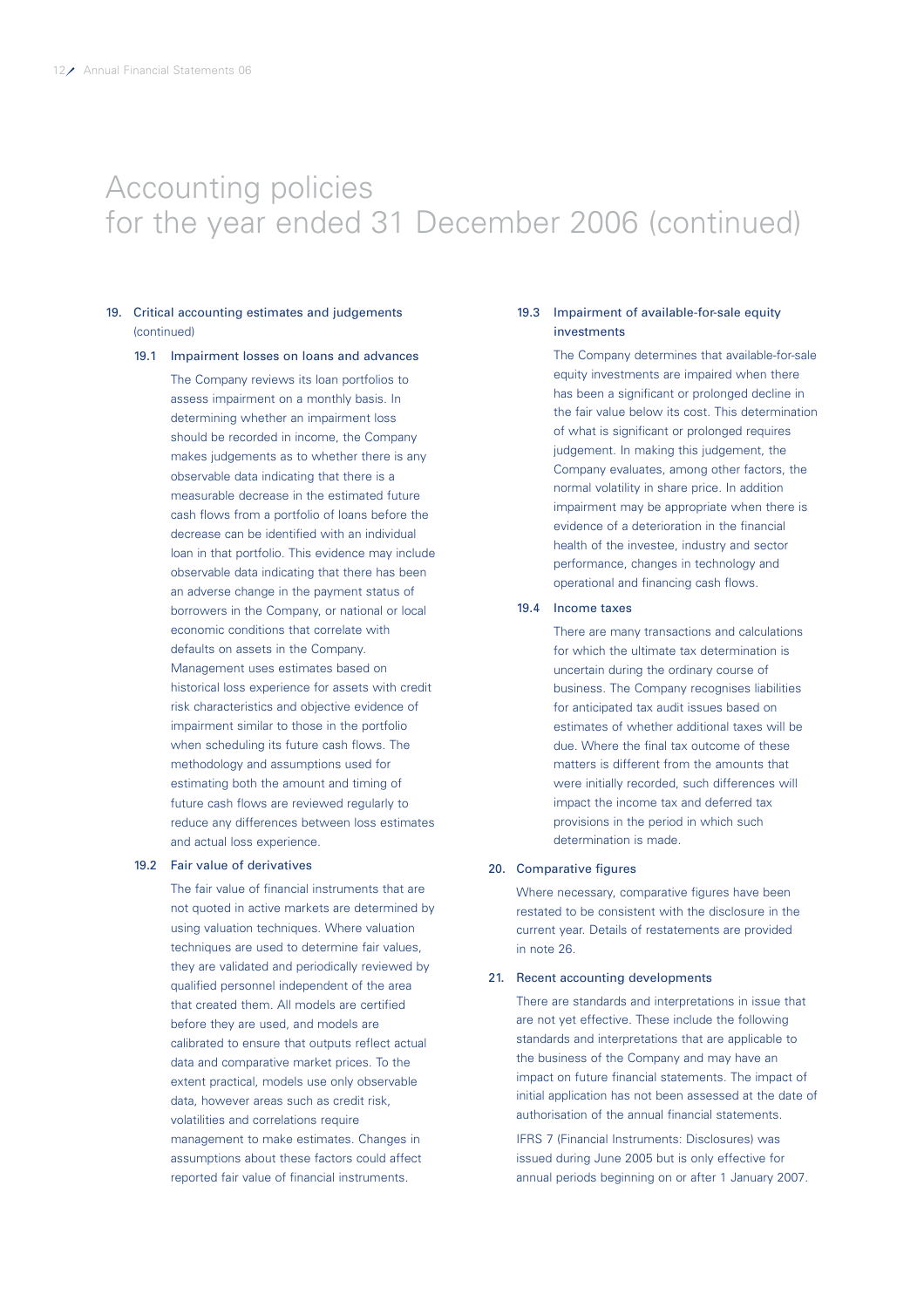# Accounting policies for the year ended 31 December 2006 (continued)

## 19. Critical accounting estimates and judgements (continued)

### 19.1 Impairment losses on loans and advances

The Company reviews its loan portfolios to assess impairment on a monthly basis. In determining whether an impairment loss should be recorded in income, the Company makes judgements as to whether there is any observable data indicating that there is a measurable decrease in the estimated future cash flows from a portfolio of loans before the decrease can be identified with an individual loan in that portfolio. This evidence may include observable data indicating that there has been an adverse change in the payment status of borrowers in the Company, or national or local economic conditions that correlate with defaults on assets in the Company. Management uses estimates based on historical loss experience for assets with credit risk characteristics and objective evidence of impairment similar to those in the portfolio when scheduling its future cash flows. The methodology and assumptions used for estimating both the amount and timing of future cash flows are reviewed regularly to reduce any differences between loss estimates and actual loss experience.

### 19.2 Fair value of derivatives

The fair value of financial instruments that are not quoted in active markets are determined by using valuation techniques. Where valuation techniques are used to determine fair values, they are validated and periodically reviewed by qualified personnel independent of the area that created them. All models are certified before they are used, and models are calibrated to ensure that outputs reflect actual data and comparative market prices. To the extent practical, models use only observable data, however areas such as credit risk, volatilities and correlations require management to make estimates. Changes in assumptions about these factors could affect reported fair value of financial instruments.

### 19.3 Impairment of available-for-sale equity investments

The Company determines that available-for-sale equity investments are impaired when there has been a significant or prolonged decline in the fair value below its cost. This determination of what is significant or prolonged requires judgement. In making this judgement, the Company evaluates, among other factors, the normal volatility in share price. In addition impairment may be appropriate when there is evidence of a deterioration in the financial health of the investee, industry and sector performance, changes in technology and operational and financing cash flows.

### 19.4 Income taxes

There are many transactions and calculations for which the ultimate tax determination is uncertain during the ordinary course of business. The Company recognises liabilities for anticipated tax audit issues based on estimates of whether additional taxes will be due. Where the final tax outcome of these matters is different from the amounts that were initially recorded, such differences will impact the income tax and deferred tax provisions in the period in which such determination is made.

## 20. Comparative figures

Where necessary, comparative figures have been restated to be consistent with the disclosure in the current year. Details of restatements are provided in note 26.

## 21. Recent accounting developments

There are standards and interpretations in issue that are not yet effective. These include the following standards and interpretations that are applicable to the business of the Company and may have an impact on future financial statements. The impact of initial application has not been assessed at the date of authorisation of the annual financial statements.

IFRS 7 (Financial Instruments: Disclosures) was issued during June 2005 but is only effective for annual periods beginning on or after 1 January 2007.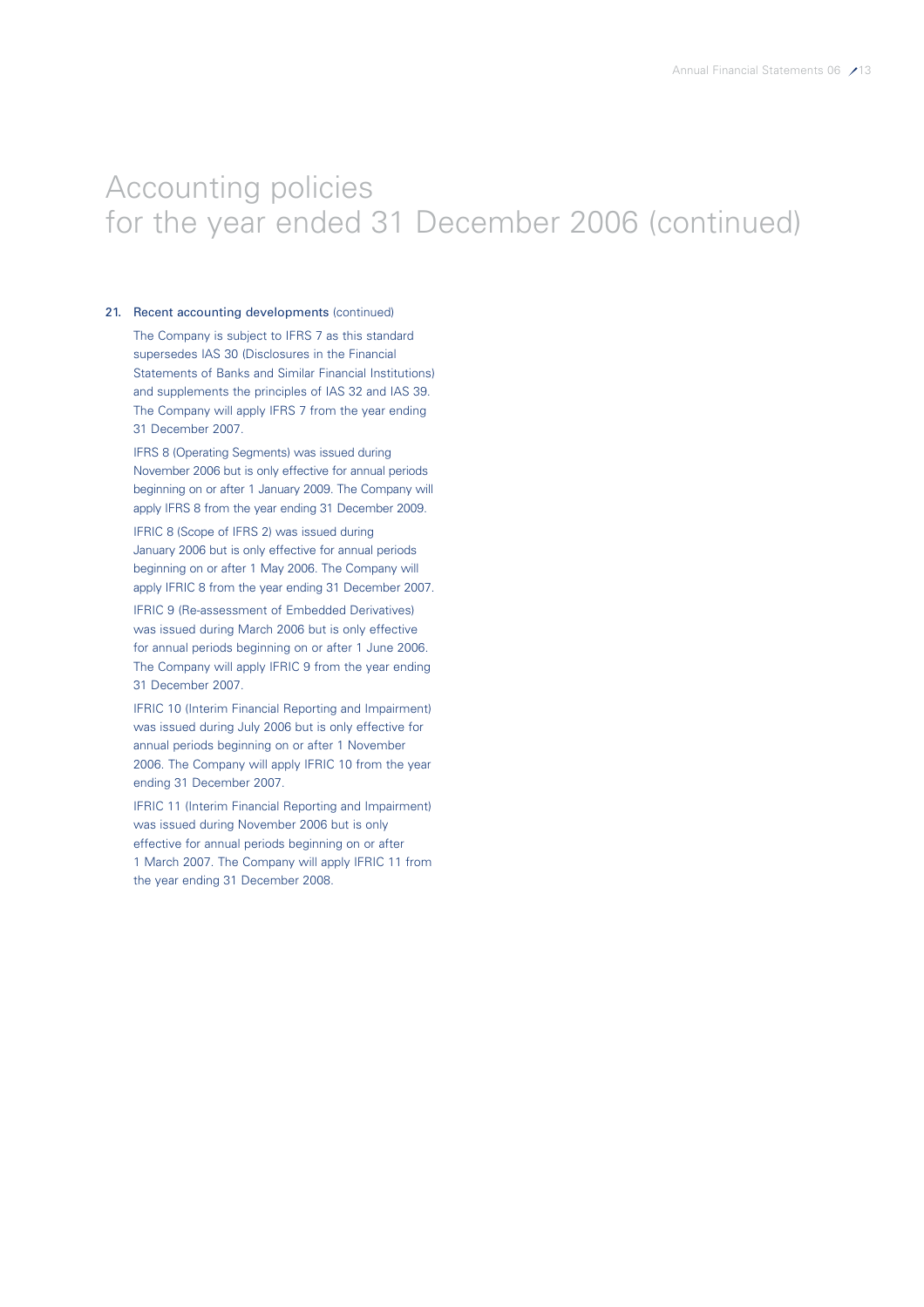# Accounting policies for the year ended 31 December 2006 (continued)

**21. Recent accounting developments** (continued)

The Company is subject to IFRS 7 as this standard supersedes IAS 30 (Disclosures in the Financial Statements of Banks and Similar Financial Institutions) and supplements the principles of IAS 32 and IAS 39. The Company will apply IFRS 7 from the year ending 31 December 2007.

IFRS 8 (Operating Segments) was issued during November 2006 but is only effective for annual periods beginning on or after 1 January 2009. The Company will apply IFRS 8 from the year ending 31 December 2009.

IFRIC 8 (Scope of IFRS 2) was issued during January 2006 but is only effective for annual periods beginning on or after 1 May 2006. The Company will apply IFRIC 8 from the year ending 31 December 2007.

IFRIC 9 (Re-assessment of Embedded Derivatives) was issued during March 2006 but is only effective for annual periods beginning on or after 1 June 2006. The Company will apply IFRIC 9 from the year ending 31 December 2007.

IFRIC 10 (Interim Financial Reporting and Impairment) was issued during July 2006 but is only effective for annual periods beginning on or after 1 November 2006. The Company will apply IFRIC 10 from the year ending 31 December 2007.

IFRIC 11 (Interim Financial Reporting and Impairment) was issued during November 2006 but is only effective for annual periods beginning on or after 1 March 2007. The Company will apply IFRIC 11 from the year ending 31 December 2008.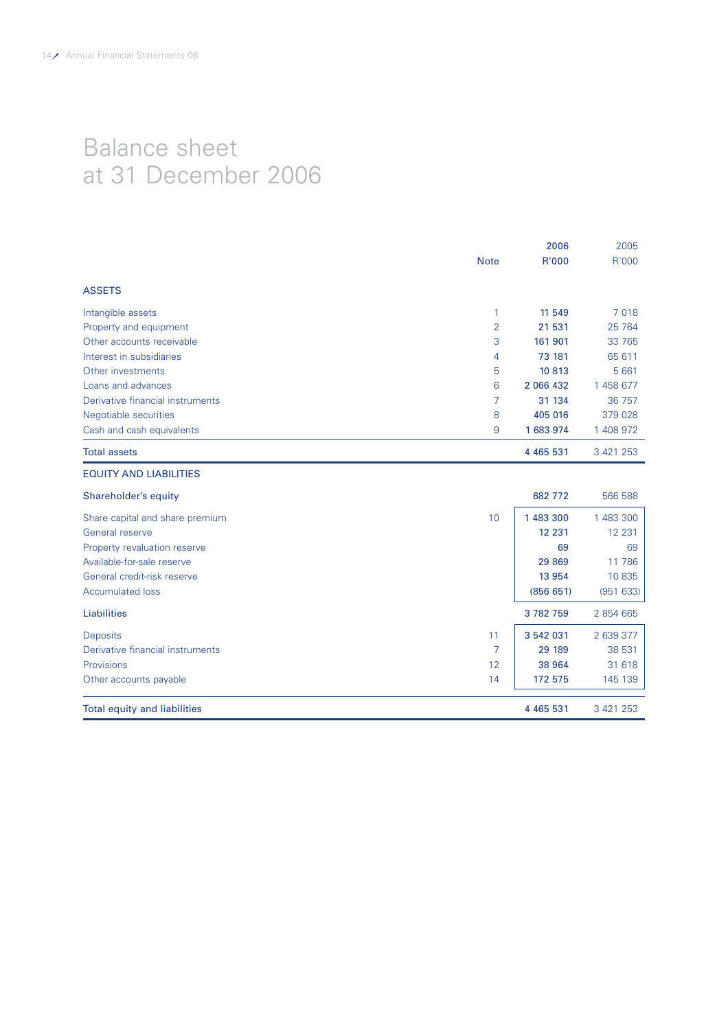# Balance sheet
at 31 December 2006

| | Note | 2006 R'000 | 2005 R'000 |
|---|---|---|---|
| **ASSETS** | | | |
| Intangible assets | 1 | **11 549** | 7 018 |
| Property and equipment | 2 | **21 531** | 25 764 |
| Other accounts receivable | 3 | **161 901** | 33 765 |
| Interest in subsidiaries | 4 | **73 181** | 65 611 |
| Other investments | 5 | **10 813** | 5 661 |
| Loans and advances | 6 | **2 066 432** | 1 458 677 |
| Derivative financial instruments | 7 | **31 134** | 36 757 |
| Negotiable securities | 8 | **405 016** | 379 028 |
| Cash and cash equivalents | 9 | **1 683 974** | 1 408 972 |
| **Total assets** | | **4 465 531** | 3 421 253 |
| **EQUITY AND LIABILITIES** | | | |
| **Shareholder's equity** | | **682 772** | 566 588 |
| Share capital and share premium | 10 | **1 483 300** | 1 483 300 |
| General reserve | | **12 231** | 12 231 |
| Property revaluation reserve | | **69** | 69 |
| Available-for-sale reserve | | **29 869** | 11 786 |
| General credit-risk reserve | | **13 954** | 10 835 |
| Accumulated loss | | **(856 651)** | (951 633) |
| **Liabilities** | | **3 782 759** | 2 854 665 |
| Deposits | 11 | **3 542 031** | 2 639 377 |
| Derivative financial instruments | 7 | **29 189** | 38 531 |
| Provisions | 12 | **38 964** | 31 618 |
| Other accounts payable | 14 | **172 575** | 145 139 |
| **Total equity and liabilities** | | **4 465 531** | 3 421 253 |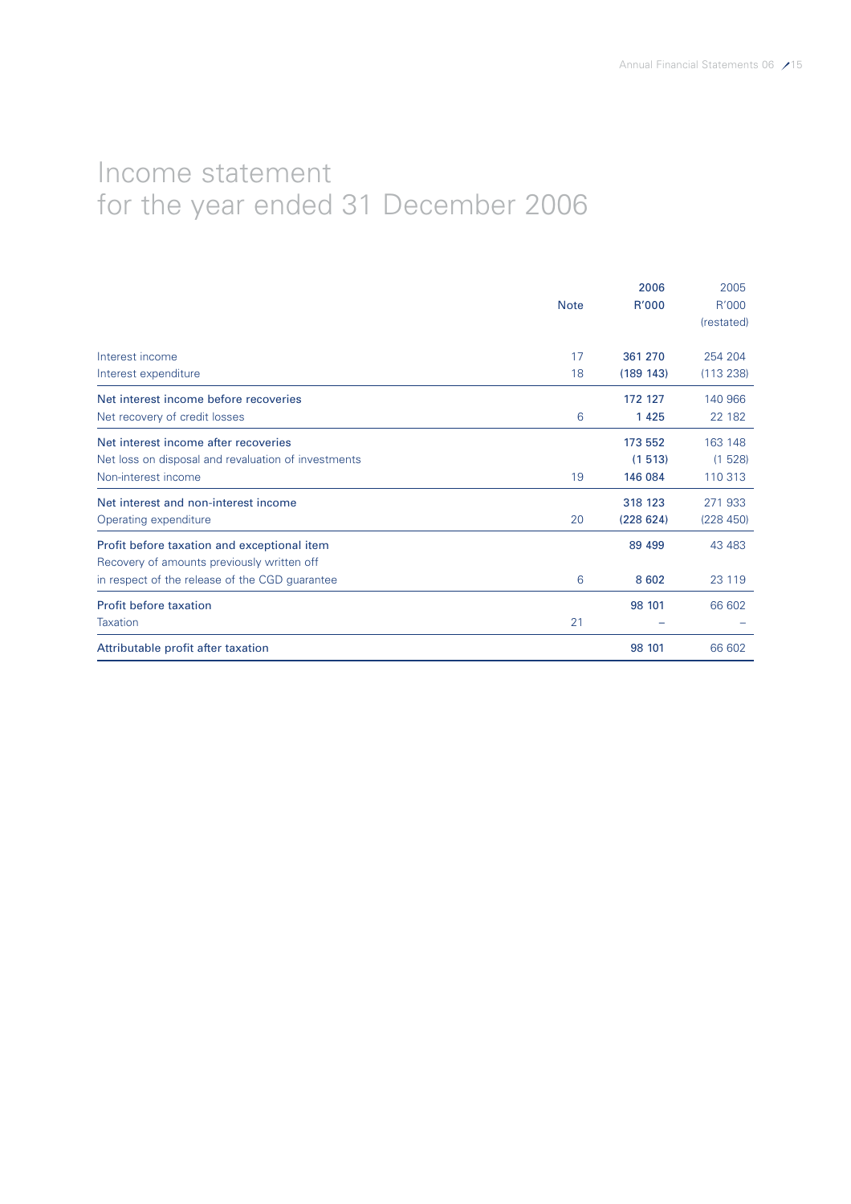# Income statement
# for the year ended 31 December 2006

| | Note | 2006<br>R'000 | 2005<br>R'000<br>(restated) |
|---|---|---|---|
| Interest income | 17 | 361 270 | 254 204 |
| Interest expenditure | 18 | (189 143) | (113 238) |
| Net interest income before recoveries | | 172 127 | 140 966 |
| Net recovery of credit losses | 6 | 1 425 | 22 182 |
| Net interest income after recoveries | | 173 552 | 163 148 |
| Net loss on disposal and revaluation of investments | | (1 513) | (1 528) |
| Non-interest income | 19 | 146 084 | 110 313 |
| Net interest and non-interest income | | 318 123 | 271 933 |
| Operating expenditure | 20 | (228 624) | (228 450) |
| Profit before taxation and exceptional item | | 89 499 | 43 483 |
| Recovery of amounts previously written off in respect of the release of the CGD guarantee | 6 | 8 602 | 23 119 |
| Profit before taxation | | 98 101 | 66 602 |
| Taxation | 21 | – | – |
| Attributable profit after taxation | | 98 101 | 66 602 |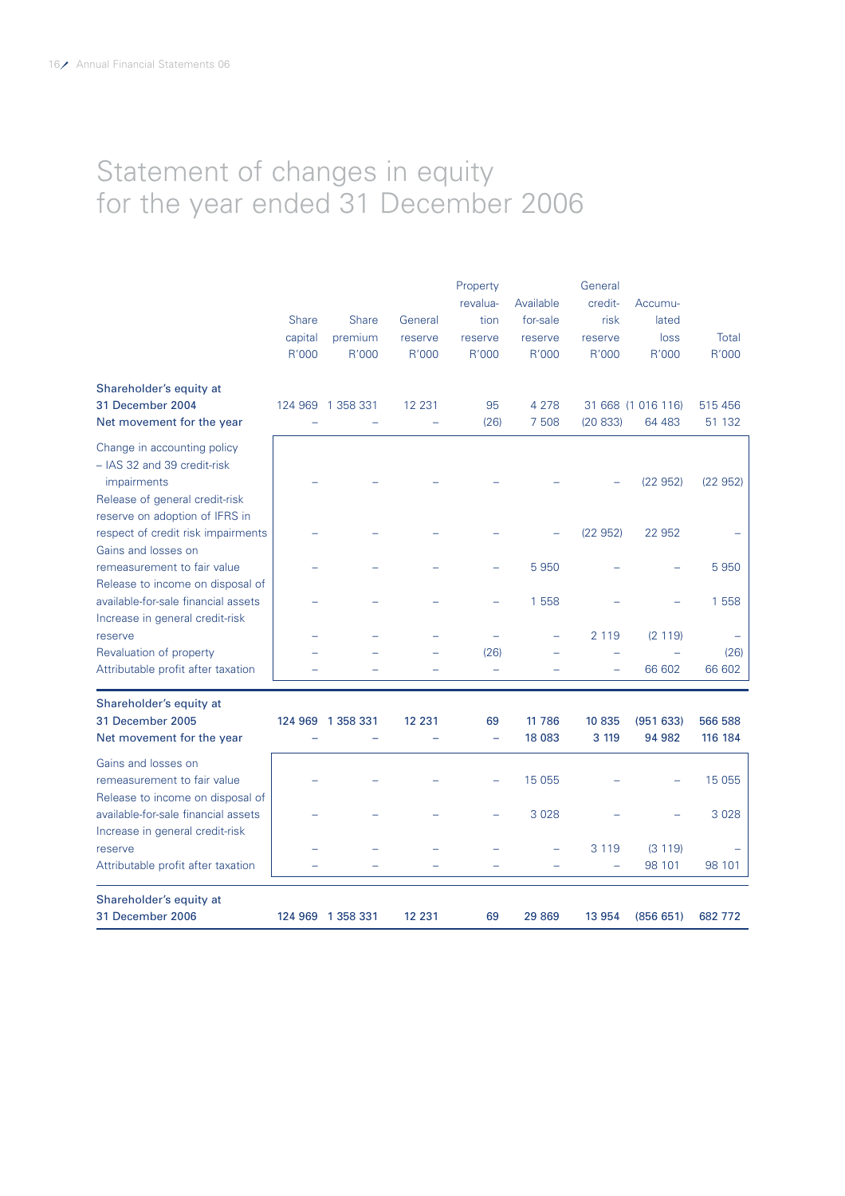# Statement of changes in equity for the year ended 31 December 2006

| | Share capital R'000 | Share premium R'000 | General reserve R'000 | Property revaluation reserve R'000 | Available for-sale reserve R'000 | General credit-risk reserve R'000 | Accumulated loss R'000 | Total R'000 |
|---|---|---|---|---|---|---|---|---|
| **Shareholder's equity at 31 December 2004** | 124 969 | 1 358 331 | 12 231 | 95 | 4 278 | 31 668 | (1 016 116) | 515 456 |
| **Net movement for the year** | – | – | – | (26) | 7 508 | (20 833) | 64 483 | 51 132 |
| Change in accounting policy – IAS 32 and 39 credit-risk impairments | – | – | – | – | – | – | (22 952) | (22 952) |
| Release of general credit-risk reserve on adoption of IFRS in respect of credit risk impairments | – | – | – | – | – | (22 952) | 22 952 | – |
| Gains and losses on remeasurement to fair value | – | – | – | – | 5 950 | – | – | 5 950 |
| Release to income on disposal of available-for-sale financial assets | – | – | – | – | 1 558 | – | – | 1 558 |
| Increase in general credit-risk reserve | – | – | – | – | – | 2 119 | (2 119) | – |
| Revaluation of property | – | – | – | (26) | – | – | – | (26) |
| Attributable profit after taxation | – | – | – | – | – | – | 66 602 | 66 602 |
| **Shareholder's equity at 31 December 2005** | **124 969** | **1 358 331** | **12 231** | **69** | **11 786** | **10 835** | **(951 633)** | **566 588** |
| **Net movement for the year** | – | – | – | – | 18 083 | 3 119 | 94 982 | 116 184 |
| Gains and losses on remeasurement to fair value | – | – | – | – | 15 055 | – | – | 15 055 |
| Release to income on disposal of available-for-sale financial assets | – | – | – | – | 3 028 | – | – | 3 028 |
| Increase in general credit-risk reserve | – | – | – | – | – | 3 119 | (3 119) | – |
| Attributable profit after taxation | – | – | – | – | – | – | 98 101 | 98 101 |
| **Shareholder's equity at 31 December 2006** | **124 969** | **1 358 331** | **12 231** | **69** | **29 869** | **13 954** | **(856 651)** | **682 772** |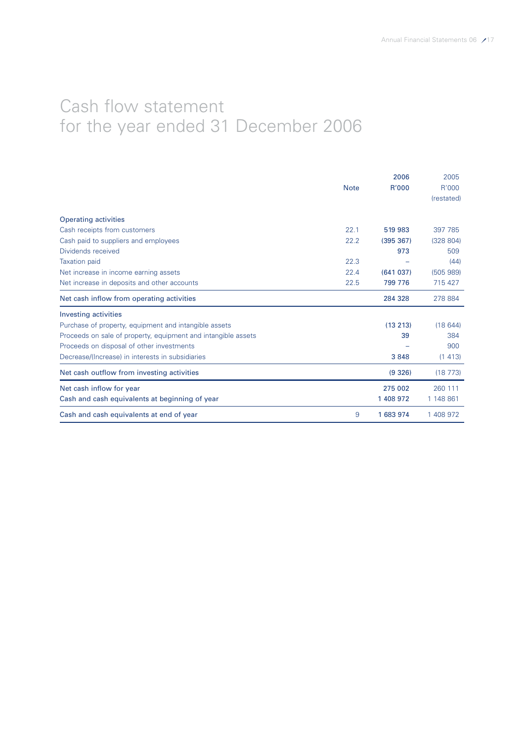# Cash flow statement
## for the year ended 31 December 2006

| | Note | 2006<br>R'000 | 2005<br>R'000<br>(restated) |
|---|---|---|---|
| **Operating activities** | | | |
| Cash receipts from customers | 22.1 | 519 983 | 397 785 |
| Cash paid to suppliers and employees | 22.2 | (395 367) | (328 804) |
| Dividends received | | 973 | 509 |
| Taxation paid | 22.3 | – | (44) |
| Net increase in income earning assets | 22.4 | (641 037) | (505 989) |
| Net increase in deposits and other accounts | 22.5 | 799 776 | 715 427 |
| **Net cash inflow from operating activities** | | 284 328 | 278 884 |
| **Investing activities** | | | |
| Purchase of property, equipment and intangible assets | | (13 213) | (18 644) |
| Proceeds on sale of property, equipment and intangible assets | | 39 | 384 |
| Proceeds on disposal of other investments | | – | 900 |
| Decrease/(Increase) in interests in subsidiaries | | 3 848 | (1 413) |
| **Net cash outflow from investing activities** | | (9 326) | (18 773) |
| **Net cash inflow for year** | | 275 002 | 260 111 |
| **Cash and cash equivalents at beginning of year** | | 1 408 972 | 1 148 861 |
| **Cash and cash equivalents at end of year** | 9 | 1 683 974 | 1 408 972 |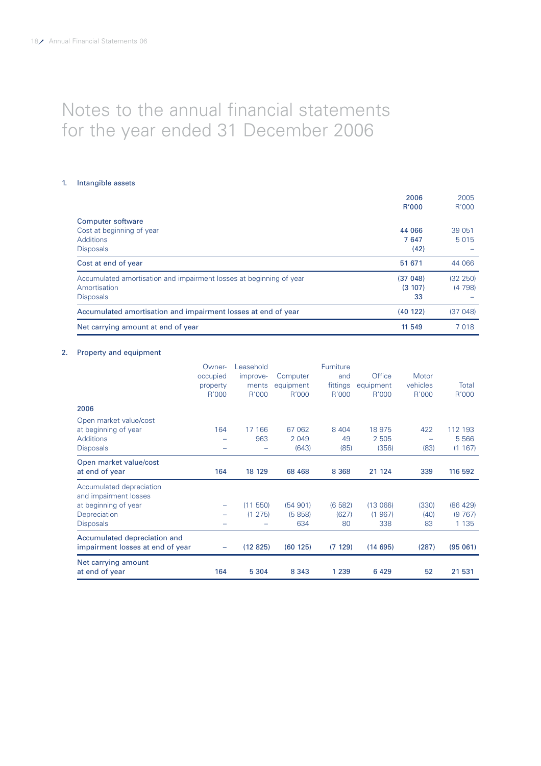# Notes to the annual financial statements for the year ended 31 December 2006

## 1. Intangible assets

| | 2006 R'000 | 2005 R'000 |
|---|---|---|
| **Computer software** | | |
| Cost at beginning of year | 44 066 | 39 051 |
| Additions | 7 647 | 5 015 |
| Disposals | (42) | – |
| **Cost at end of year** | **51 671** | **44 066** |
| Accumulated amortisation and impairment losses at beginning of year | (37 048) | (32 250) |
| Amortisation | (3 107) | (4 798) |
| Disposals | 33 | – |
| **Accumulated amortisation and impairment losses at end of year** | **(40 122)** | **(37 048)** |
| **Net carrying amount at end of year** | **11 549** | **7 018** |

## 2. Property and equipment

| | Owner-occupied property R'000 | Leasehold improvements R'000 | Computer equipment R'000 | Furniture and fittings R'000 | Office equipment R'000 | Motor vehicles R'000 | Total R'000 |
|---|---|---|---|---|---|---|---|
| **2006** | | | | | | | |
| Open market value/cost at beginning of year | 164 | 17 166 | 67 062 | 8 404 | 18 975 | 422 | 112 193 |
| Additions | – | 963 | 2 049 | 49 | 2 505 | – | 5 566 |
| Disposals | – | – | (643) | (85) | (356) | (83) | (1 167) |
| **Open market value/cost at end of year** | **164** | **18 129** | **68 468** | **8 368** | **21 124** | **339** | **116 592** |
| Accumulated depreciation and impairment losses at beginning of year | – | (11 550) | (54 901) | (6 582) | (13 066) | (330) | (86 429) |
| Depreciation | – | (1 275) | (5 858) | (627) | (1 967) | (40) | (9 767) |
| Disposals | – | – | 634 | 80 | 338 | 83 | 1 135 |
| **Accumulated depreciation and impairment losses at end of year** | **–** | **(12 825)** | **(60 125)** | **(7 129)** | **(14 695)** | **(287)** | **(95 061)** |
| **Net carrying amount at end of year** | **164** | **5 304** | **8 343** | **1 239** | **6 429** | **52** | **21 531** |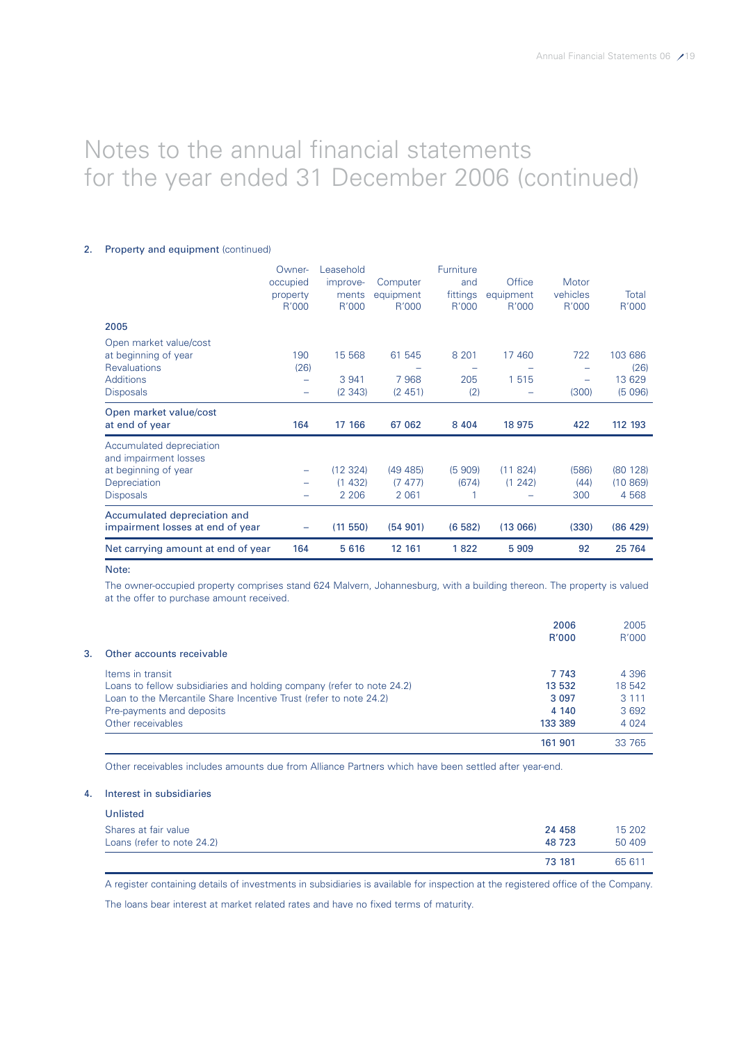# Notes to the annual financial statements for the year ended 31 December 2006 (continued)

## 2. Property and equipment (continued)

| | Owner-occupied property R'000 | Leasehold improve-ments R'000 | Computer equipment R'000 | Furniture and fittings R'000 | Office equipment R'000 | Motor vehicles R'000 | Total R'000 |
|---|---|---|---|---|---|---|---|
| **2005** | | | | | | | |
| Open market value/cost at beginning of year | 190 | 15 568 | 61 545 | 8 201 | 17 460 | 722 | 103 686 |
| Revaluations | (26) | – | – | – | – | – | (26) |
| Additions | – | 3 941 | 7 968 | 205 | 1 515 | – | 13 629 |
| Disposals | – | (2 343) | (2 451) | (2) | – | (300) | (5 096) |
| **Open market value/cost at end of year** | **164** | **17 166** | **67 062** | **8 404** | **18 975** | **422** | **112 193** |
| Accumulated depreciation and impairment losses at beginning of year | – | (12 324) | (49 485) | (5 909) | (11 824) | (586) | (80 128) |
| Depreciation | – | (1 432) | (7 477) | (674) | (1 242) | (44) | (10 869) |
| Disposals | – | 2 206 | 2 061 | 1 | – | 300 | 4 568 |
| **Accumulated depreciation and impairment losses at end of year** | **–** | **(11 550)** | **(54 901)** | **(6 582)** | **(13 066)** | **(330)** | **(86 429)** |
| **Net carrying amount at end of year** | **164** | **5 616** | **12 161** | **1 822** | **5 909** | **92** | **25 764** |

Note:

The owner-occupied property comprises stand 624 Malvern, Johannesburg, with a building thereon. The property is valued at the offer to purchase amount received.

| | 2006 R'000 | 2005 R'000 |
|---|---|---|
| **3. Other accounts receivable** | | |
| Items in transit | 7 743 | 4 396 |
| Loans to fellow subsidiaries and holding company (refer to note 24.2) | 13 532 | 18 542 |
| Loan to the Mercantile Share Incentive Trust (refer to note 24.2) | 3 097 | 3 111 |
| Pre-payments and deposits | 4 140 | 3 692 |
| Other receivables | 133 389 | 4 024 |
| | **161 901** | 33 765 |

Other receivables includes amounts due from Alliance Partners which have been settled after year-end.

## 4. Interest in subsidiaries

| Unlisted | 2006 R'000 | 2005 R'000 |
|---|---|---|
| Shares at fair value | 24 458 | 15 202 |
| Loans (refer to note 24.2) | 48 723 | 50 409 |
| | **73 181** | 65 611 |

A register containing details of investments in subsidiaries is available for inspection at the registered office of the Company.

The loans bear interest at market related rates and have no fixed terms of maturity.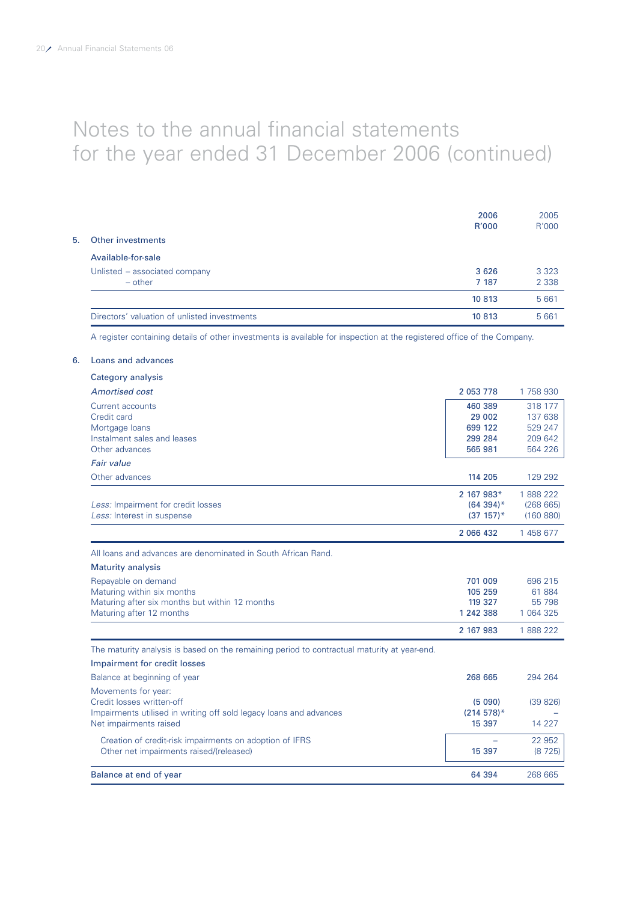# Notes to the annual financial statements for the year ended 31 December 2006 (continued)

| | 2006 R'000 | 2005 R'000 |
|---|---|---|
| **5. Other investments** | | |
| Available-for-sale | | |
| Unlisted – associated company | 3 626 | 3 323 |
| – other | 7 187 | 2 338 |
| | 10 813 | 5 661 |
| Directors' valuation of unlisted investments | 10 813 | 5 661 |

A register containing details of other investments is available for inspection at the registered office of the Company.

**6. Loans and advances**

Category analysis

| | 2006 R'000 | 2005 R'000 |
|---|---|---|
| *Amortised cost* | 2 053 778 | 1 758 930 |
| Current accounts | 460 389 | 318 177 |
| Credit card | 29 002 | 137 638 |
| Mortgage loans | 699 122 | 529 247 |
| Instalment sales and leases | 299 284 | 209 642 |
| Other advances | 565 981 | 564 226 |
| *Fair value* | | |
| Other advances | 114 205 | 129 292 |
| | 2 167 983* | 1 888 222 |
| *Less:* Impairment for credit losses | (64 394)* | (268 665) |
| *Less:* Interest in suspense | (37 157)* | (160 880) |
| | 2 066 432 | 1 458 677 |

All loans and advances are denominated in South African Rand.

Maturity analysis

| | 2006 R'000 | 2005 R'000 |
|---|---|---|
| Repayable on demand | 701 009 | 696 215 |
| Maturing within six months | 105 259 | 61 884 |
| Maturing after six months but within 12 months | 119 327 | 55 798 |
| Maturing after 12 months | 1 242 388 | 1 064 325 |
| | 2 167 983 | 1 888 222 |

The maturity analysis is based on the remaining period to contractual maturity at year-end.

Impairment for credit losses

| | 2006 R'000 | 2005 R'000 |
|---|---|---|
| Balance at beginning of year | 268 665 | 294 264 |
| Movements for year: | | |
| Credit losses written-off | (5 090) | (39 826) |
| Impairments utilised in writing off sold legacy loans and advances | (214 578)* | – |
| Net impairments raised | 15 397 | 14 227 |
| Creation of credit-risk impairments on adoption of IFRS | – | 22 952 |
| Other net impairments raised/(released) | 15 397 | (8 725) |
| Balance at end of year | 64 394 | 268 665 |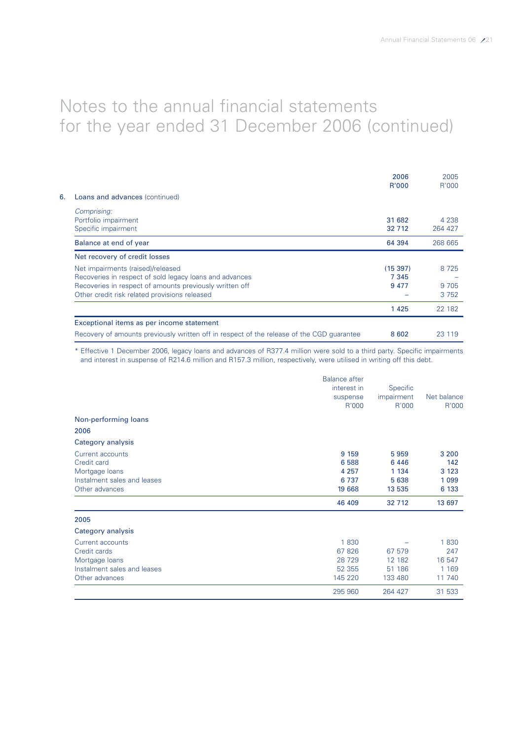# Notes to the annual financial statements for the year ended 31 December 2006 (continued)

| | 2006 R'000 | 2005 R'000 |
|---|---|---|
| **6. Loans and advances** (continued) | | |
| *Comprising:* | | |
| Portfolio impairment | 31 682 | 4 238 |
| Specific impairment | 32 712 | 264 427 |
| **Balance at end of year** | **64 394** | **268 665** |
| **Net recovery of credit losses** | | |
| Net impairments (raised)/released | (15 397) | 8 725 |
| Recoveries in respect of sold legacy loans and advances | 7 345 | – |
| Recoveries in respect of amounts previously written off | 9 477 | 9 705 |
| Other credit risk related provisions released | – | 3 752 |
| | 1 425 | 22 182 |
| **Exceptional items as per income statement** | | |
| Recovery of amounts previously written off in respect of the release of the CGD guarantee | 8 602 | 23 119 |

\* Effective 1 December 2006, legacy loans and advances of R377.4 million were sold to a third party. Specific impairments and interest in suspense of R214.6 million and R157.3 million, respectively, were utilised in writing off this debt.

| | Balance after interest in suspense R'000 | Specific impairment R'000 | Net balance R'000 |
|---|---|---|---|
| **Non-performing loans** | | | |
| **2006** | | | |
| **Category analysis** | | | |
| Current accounts | 9 159 | 5 959 | 3 200 |
| Credit card | 6 588 | 6 446 | 142 |
| Mortgage loans | 4 257 | 1 134 | 3 123 |
| Instalment sales and leases | 6 737 | 5 638 | 1 099 |
| Other advances | 19 668 | 13 535 | 6 133 |
| | **46 409** | **32 712** | **13 697** |
| **2005** | | | |
| **Category analysis** | | | |
| Current accounts | 1 830 | – | 1 830 |
| Credit cards | 67 826 | 67 579 | 247 |
| Mortgage loans | 28 729 | 12 182 | 16 547 |
| Instalment sales and leases | 52 355 | 51 186 | 1 169 |
| Other advances | 145 220 | 133 480 | 11 740 |
| | 295 960 | 264 427 | 31 533 |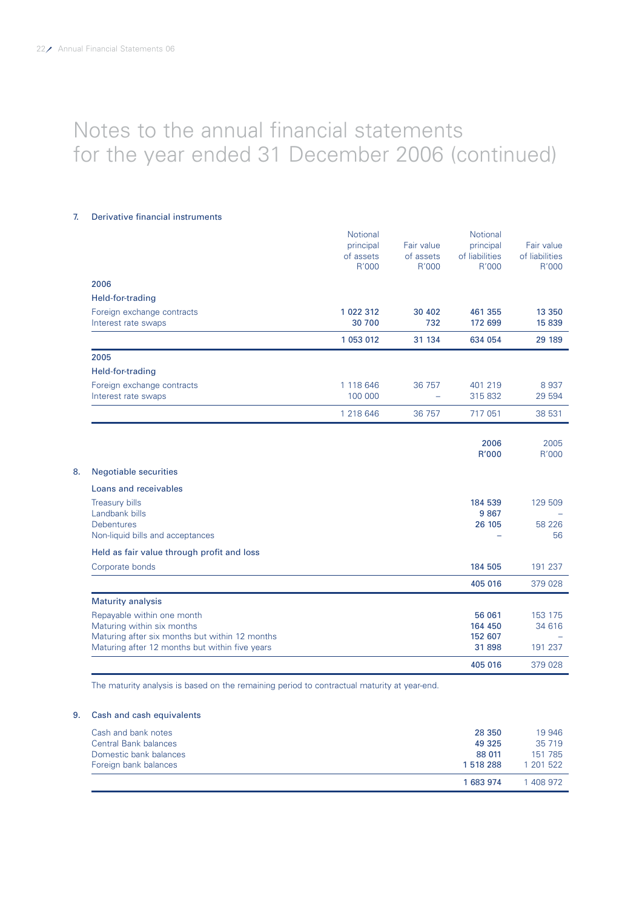# Notes to the annual financial statements for the year ended 31 December 2006 (continued)

## 7. Derivative financial instruments

| | Notional principal of assets R'000 | Fair value of assets R'000 | Notional principal of liabilities R'000 | Fair value of liabilities R'000 |
|---|---|---|---|---|
| **2006** | | | | |
| **Held-for-trading** | | | | |
| Foreign exchange contracts | **1 022 312** | **30 402** | **461 355** | **13 350** |
| Interest rate swaps | **30 700** | **732** | **172 699** | **15 839** |
| | **1 053 012** | **31 134** | **634 054** | **29 189** |
| **2005** | | | | |
| **Held-for-trading** | | | | |
| Foreign exchange contracts | 1 118 646 | 36 757 | 401 219 | 8 937 |
| Interest rate swaps | 100 000 | – | 315 832 | 29 594 |
| | 1 218 646 | 36 757 | 717 051 | 38 531 |

| | 2006 R'000 | 2005 R'000 |
|---|---|---|
| **8. Negotiable securities** | | |
| **Loans and receivables** | | |
| Treasury bills | **184 539** | 129 509 |
| Landbank bills | **9 867** | – |
| Debentures | **26 105** | 58 226 |
| Non-liquid bills and acceptances | **–** | 56 |
| **Held as fair value through profit and loss** | | |
| Corporate bonds | **184 505** | 191 237 |
| | **405 016** | 379 028 |
| **Maturity analysis** | | |
| Repayable within one month | **56 061** | 153 175 |
| Maturing within six months | **164 450** | 34 616 |
| Maturing after six months but within 12 months | **152 607** | – |
| Maturing after 12 months but within five years | **31 898** | 191 237 |
| | **405 016** | 379 028 |

The maturity analysis is based on the remaining period to contractual maturity at year-end.

## 9. Cash and cash equivalents

| | 2006 R'000 | 2005 R'000 |
|---|---|---|
| Cash and bank notes | **28 350** | 19 946 |
| Central Bank balances | **49 325** | 35 719 |
| Domestic bank balances | **88 011** | 151 785 |
| Foreign bank balances | **1 518 288** | 1 201 522 |
| | **1 683 974** | 1 408 972 |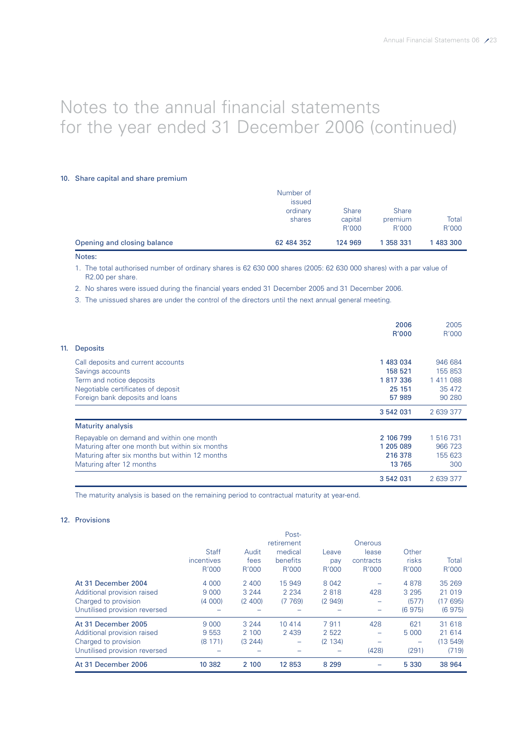# Notes to the annual financial statements for the year ended 31 December 2006 (continued)

## 10. Share capital and share premium

| | Number of issued ordinary shares | Share capital R'000 | Share premium R'000 | Total R'000 |
|---|---|---|---|---|
| **Opening and closing balance** | **62 484 352** | **124 969** | **1 358 331** | **1 483 300** |

Notes:

1. The total authorised number of ordinary shares is 62 630 000 shares (2005: 62 630 000 shares) with a par value of R2.00 per share.
2. No shares were issued during the financial years ended 31 December 2005 and 31 December 2006.
3. The unissued shares are under the control of the directors until the next annual general meeting.

## 11. Deposits

| | 2006 R'000 | 2005 R'000 |
|---|---|---|
| Call deposits and current accounts | 1 483 034 | 946 684 |
| Savings accounts | 158 521 | 155 853 |
| Term and notice deposits | 1 817 336 | 1 411 088 |
| Negotiable certificates of deposit | 25 151 | 35 472 |
| Foreign bank deposits and loans | 57 989 | 90 280 |
| | 3 542 031 | 2 639 377 |
| **Maturity analysis** | | |
| Repayable on demand and within one month | 2 106 799 | 1 516 731 |
| Maturing after one month but within six months | 1 205 089 | 966 723 |
| Maturing after six months but within 12 months | 216 378 | 155 623 |
| Maturing after 12 months | 13 765 | 300 |
| | 3 542 031 | 2 639 377 |

The maturity analysis is based on the remaining period to contractual maturity at year-end.

## 12. Provisions

| | Staff incentives R'000 | Audit fees R'000 | Post-retirement medical benefits R'000 | Leave pay R'000 | Onerous lease contracts R'000 | Other risks R'000 | Total R'000 |
|---|---|---|---|---|---|---|---|
| At 31 December 2004 | 4 000 | 2 400 | 15 949 | 8 042 | – | 4 878 | 35 269 |
| Additional provision raised | 9 000 | 3 244 | 2 234 | 2 818 | 428 | 3 295 | 21 019 |
| Charged to provision | (4 000) | (2 400) | (7 769) | (2 949) | – | (577) | (17 695) |
| Unutilised provision reversed | – | – | – | – | – | (6 975) | (6 975) |
| At 31 December 2005 | 9 000 | 3 244 | 10 414 | 7 911 | 428 | 621 | 31 618 |
| Additional provision raised | 9 553 | 2 100 | 2 439 | 2 522 | – | 5 000 | 21 614 |
| Charged to provision | (8 171) | (3 244) | – | (2 134) | – | – | (13 549) |
| Unutilised provision reversed | – | – | – | – | (428) | (291) | (719) |
| **At 31 December 2006** | **10 382** | **2 100** | **12 853** | **8 299** | **–** | **5 330** | **38 964** |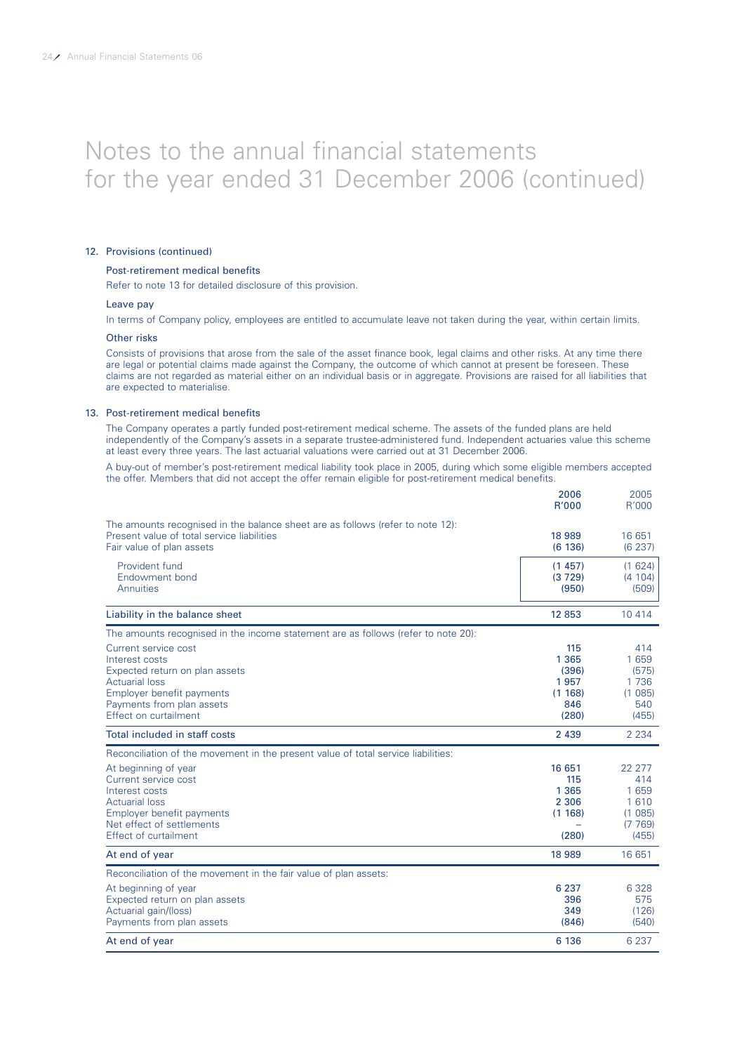# Notes to the annual financial statements for the year ended 31 December 2006 (continued)

## 12. Provisions (continued)

### Post-retirement medical benefits

Refer to note 13 for detailed disclosure of this provision.

### Leave pay

In terms of Company policy, employees are entitled to accumulate leave not taken during the year, within certain limits.

### Other risks

Consists of provisions that arose from the sale of the asset finance book, legal claims and other risks. At any time there are legal or potential claims made against the Company, the outcome of which cannot at present be foreseen. These claims are not regarded as material either on an individual basis or in aggregate. Provisions are raised for all liabilities that are expected to materialise.

## 13. Post-retirement medical benefits

The Company operates a partly funded post-retirement medical scheme. The assets of the funded plans are held independently of the Company's assets in a separate trustee-administered fund. Independent actuaries value this scheme at least every three years. The last actuarial valuations were carried out at 31 December 2006.

A buy-out of member's post-retirement medical liability took place in 2005, during which some eligible members accepted the offer. Members that did not accept the offer remain eligible for post-retirement medical benefits.

| | **2006 R'000** | 2005 R'000 |
|---|---|---|
| The amounts recognised in the balance sheet are as follows (refer to note 12): | | |
| Present value of total service liabilities | **18 989** | 16 651 |
| Fair value of plan assets | **(6 136)** | (6 237) |
| Provident fund | **(1 457)** | (1 624) |
| Endowment bond | **(3 729)** | (4 104) |
| Annuities | **(950)** | (509) |
| **Liability in the balance sheet** | **12 853** | 10 414 |
| The amounts recognised in the income statement are as follows (refer to note 20): | | |
| Current service cost | **115** | 414 |
| Interest costs | **1 365** | 1 659 |
| Expected return on plan assets | **(396)** | (575) |
| Actuarial loss | **1 957** | 1 736 |
| Employer benefit payments | **(1 168)** | (1 085) |
| Payments from plan assets | **846** | 540 |
| Effect on curtailment | **(280)** | (455) |
| **Total included in staff costs** | **2 439** | 2 234 |
| Reconciliation of the movement in the present value of total service liabilities: | | |
| At beginning of year | **16 651** | 22 277 |
| Current service cost | **115** | 414 |
| Interest costs | **1 365** | 1 659 |
| Actuarial loss | **2 306** | 1 610 |
| Employer benefit payments | **(1 168)** | (1 085) |
| Net effect of settlements | **–** | (7 769) |
| Effect of curtailment | **(280)** | (455) |
| **At end of year** | **18 989** | 16 651 |
| Reconciliation of the movement in the fair value of plan assets: | | |
| At beginning of year | **6 237** | 6 328 |
| Expected return on plan assets | **396** | 575 |
| Actuarial gain/(loss) | **349** | (126) |
| Payments from plan assets | **(846)** | (540) |
| **At end of year** | **6 136** | 6 237 |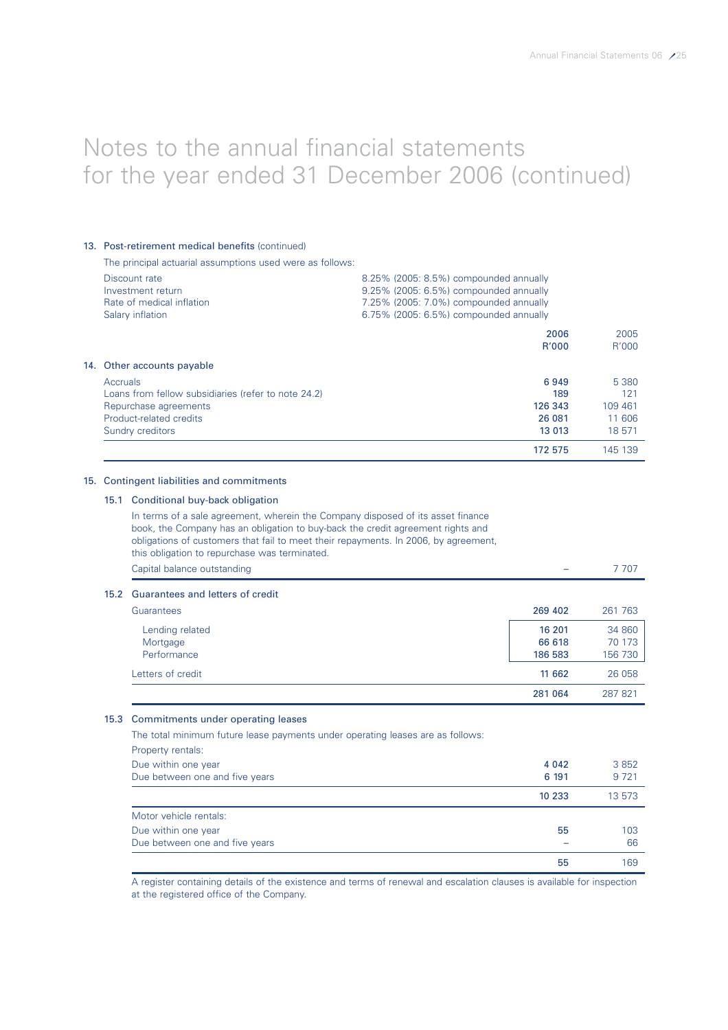# Notes to the annual financial statements for the year ended 31 December 2006 (continued)

## 13. Post-retirement medical benefits (continued)

The principal actuarial assumptions used were as follows:

| | |
|---|---|
| Discount rate | 8.25% (2005: 8.5%) compounded annually |
| Investment return | 9.25% (2005: 6.5%) compounded annually |
| Rate of medical inflation | 7.25% (2005: 7.0%) compounded annually |
| Salary inflation | 6.75% (2005: 6.5%) compounded annually |

| | **2006 R'000** | 2005 R'000 |
|---|---|---|
| **14. Other accounts payable** | | |
| Accruals | **6 949** | 5 380 |
| Loans from fellow subsidiaries (refer to note 24.2) | **189** | 121 |
| Repurchase agreements | **126 343** | 109 461 |
| Product-related credits | **26 081** | 11 606 |
| Sundry creditors | **13 013** | 18 571 |
| | **172 575** | 145 139 |

## 15. Contingent liabilities and commitments

### 15.1 Conditional buy-back obligation

In terms of a sale agreement, wherein the Company disposed of its asset finance book, the Company has an obligation to buy-back the credit agreement rights and obligations of customers that fail to meet their repayments. In 2006, by agreement, this obligation to repurchase was terminated.

| | **2006 R'000** | 2005 R'000 |
|---|---|---|
| Capital balance outstanding | **–** | 7 707 |

### 15.2 Guarantees and letters of credit

| | **2006 R'000** | 2005 R'000 |
|---|---|---|
| Guarantees | **269 402** | 261 763 |
| Lending related | **16 201** | 34 860 |
| Mortgage | **66 618** | 70 173 |
| Performance | **186 583** | 156 730 |
| Letters of credit | **11 662** | 26 058 |
| | **281 064** | 287 821 |

### 15.3 Commitments under operating leases

The total minimum future lease payments under operating leases are as follows:

| | **2006 R'000** | 2005 R'000 |
|---|---|---|
| Property rentals: | | |
| Due within one year | **4 042** | 3 852 |
| Due between one and five years | **6 191** | 9 721 |
| | **10 233** | 13 573 |
| Motor vehicle rentals: | | |
| Due within one year | **55** | 103 |
| Due between one and five years | **–** | 66 |
| | **55** | 169 |

A register containing details of the existence and terms of renewal and escalation clauses is available for inspection at the registered office of the Company.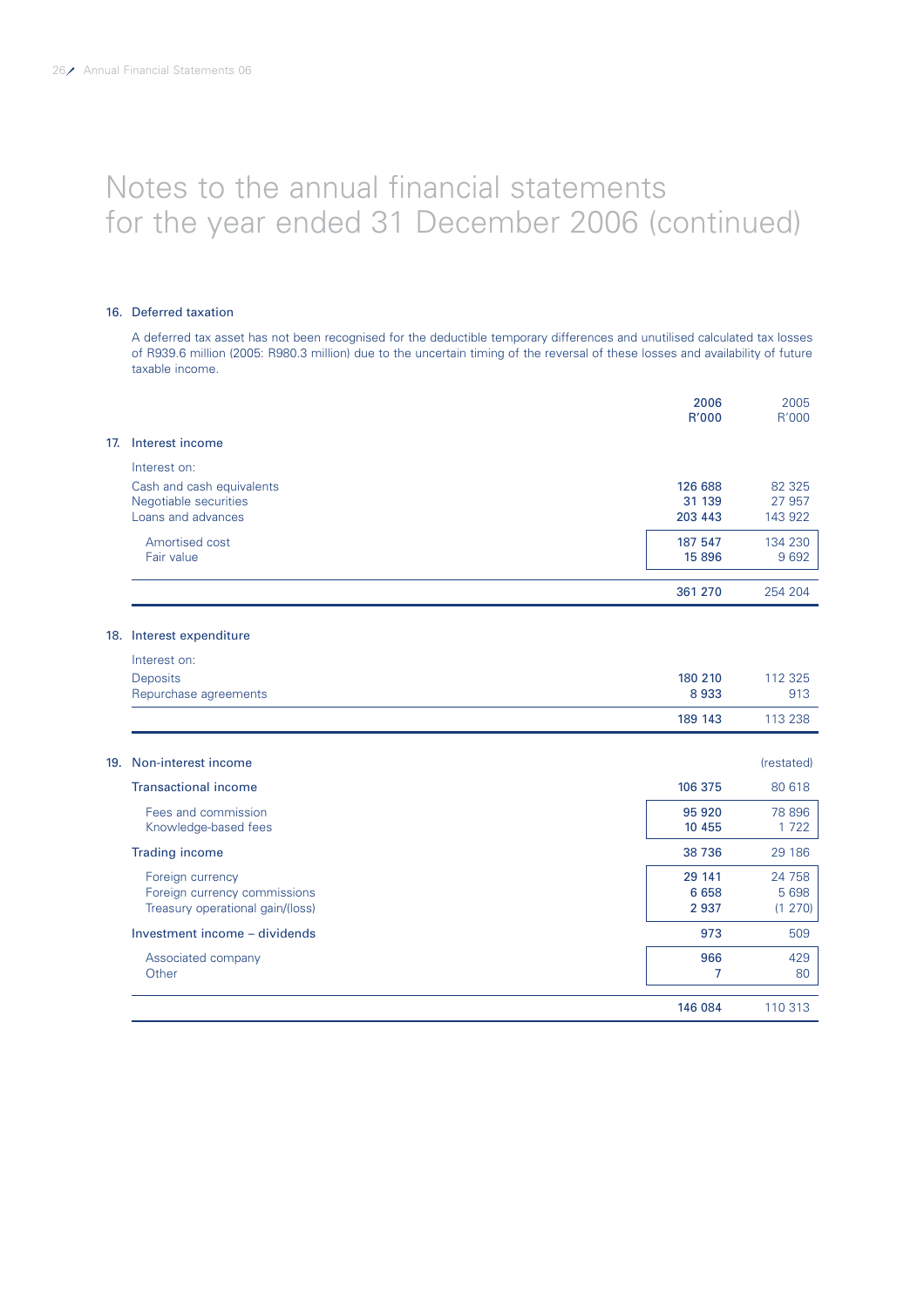# Notes to the annual financial statements for the year ended 31 December 2006 (continued)

## 16. Deferred taxation

A deferred tax asset has not been recognised for the deductible temporary differences and unutilised calculated tax losses of R939.6 million (2005: R980.3 million) due to the uncertain timing of the reversal of these losses and availability of future taxable income.

| | 2006 R'000 | 2005 R'000 |
|---|---|---|
| **17. Interest income** | | |
| Interest on: | | |
| Cash and cash equivalents | 126 688 | 82 325 |
| Negotiable securities | 31 139 | 27 957 |
| Loans and advances | 203 443 | 143 922 |
| Amortised cost | 187 547 | 134 230 |
| Fair value | 15 896 | 9 692 |
| | 361 270 | 254 204 |

| | 2006 R'000 | 2005 R'000 |
|---|---|---|
| **18. Interest expenditure** | | |
| Interest on: | | |
| Deposits | 180 210 | 112 325 |
| Repurchase agreements | 8 933 | 913 |
| | 189 143 | 113 238 |

| | 2006 R'000 | 2005 R'000 (restated) |
|---|---|---|
| **19. Non-interest income** | | |
| Transactional income | 106 375 | 80 618 |
| Fees and commission | 95 920 | 78 896 |
| Knowledge-based fees | 10 455 | 1 722 |
| Trading income | 38 736 | 29 186 |
| Foreign currency | 29 141 | 24 758 |
| Foreign currency commissions | 6 658 | 5 698 |
| Treasury operational gain/(loss) | 2 937 | (1 270) |
| Investment income – dividends | 973 | 509 |
| Associated company | 966 | 429 |
| Other | 7 | 80 |
| | 146 084 | 110 313 |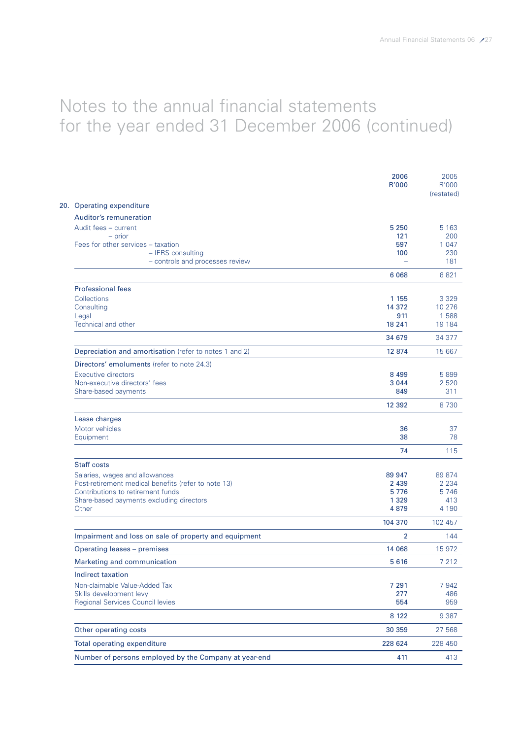# Notes to the annual financial statements for the year ended 31 December 2006 (continued)

| | 2006 R'000 | 2005 R'000 (restated) |
|---|---|---|
| **20. Operating expenditure** | | |
| **Auditor's remuneration** | | |
| Audit fees – current | 5 250 | 5 163 |
| – prior | 121 | 200 |
| Fees for other services – taxation | 597 | 1 047 |
| – IFRS consulting | 100 | 230 |
| – controls and processes review | – | 181 |
| | 6 068 | 6 821 |
| **Professional fees** | | |
| Collections | 1 155 | 3 329 |
| Consulting | 14 372 | 10 276 |
| Legal | 911 | 1 588 |
| Technical and other | 18 241 | 19 184 |
| | 34 679 | 34 377 |
| **Depreciation and amortisation** (refer to notes 1 and 2) | 12 874 | 15 667 |
| **Directors' emoluments** (refer to note 24.3) | | |
| Executive directors | 8 499 | 5 899 |
| Non-executive directors' fees | 3 044 | 2 520 |
| Share-based payments | 849 | 311 |
| | 12 392 | 8 730 |
| **Lease charges** | | |
| Motor vehicles | 36 | 37 |
| Equipment | 38 | 78 |
| | 74 | 115 |
| **Staff costs** | | |
| Salaries, wages and allowances | 89 947 | 89 874 |
| Post-retirement medical benefits (refer to note 13) | 2 439 | 2 234 |
| Contributions to retirement funds | 5 776 | 5 746 |
| Share-based payments excluding directors | 1 329 | 413 |
| Other | 4 879 | 4 190 |
| | 104 370 | 102 457 |
| **Impairment and loss on sale of property and equipment** | 2 | 144 |
| **Operating leases – premises** | 14 068 | 15 972 |
| **Marketing and communication** | 5 616 | 7 212 |
| **Indirect taxation** | | |
| Non-claimable Value-Added Tax | 7 291 | 7 942 |
| Skills development levy | 277 | 486 |
| Regional Services Council levies | 554 | 959 |
| | 8 122 | 9 387 |
| **Other operating costs** | 30 359 | 27 568 |
| **Total operating expenditure** | 228 624 | 228 450 |
| **Number of persons employed by the Company at year-end** | 411 | 413 |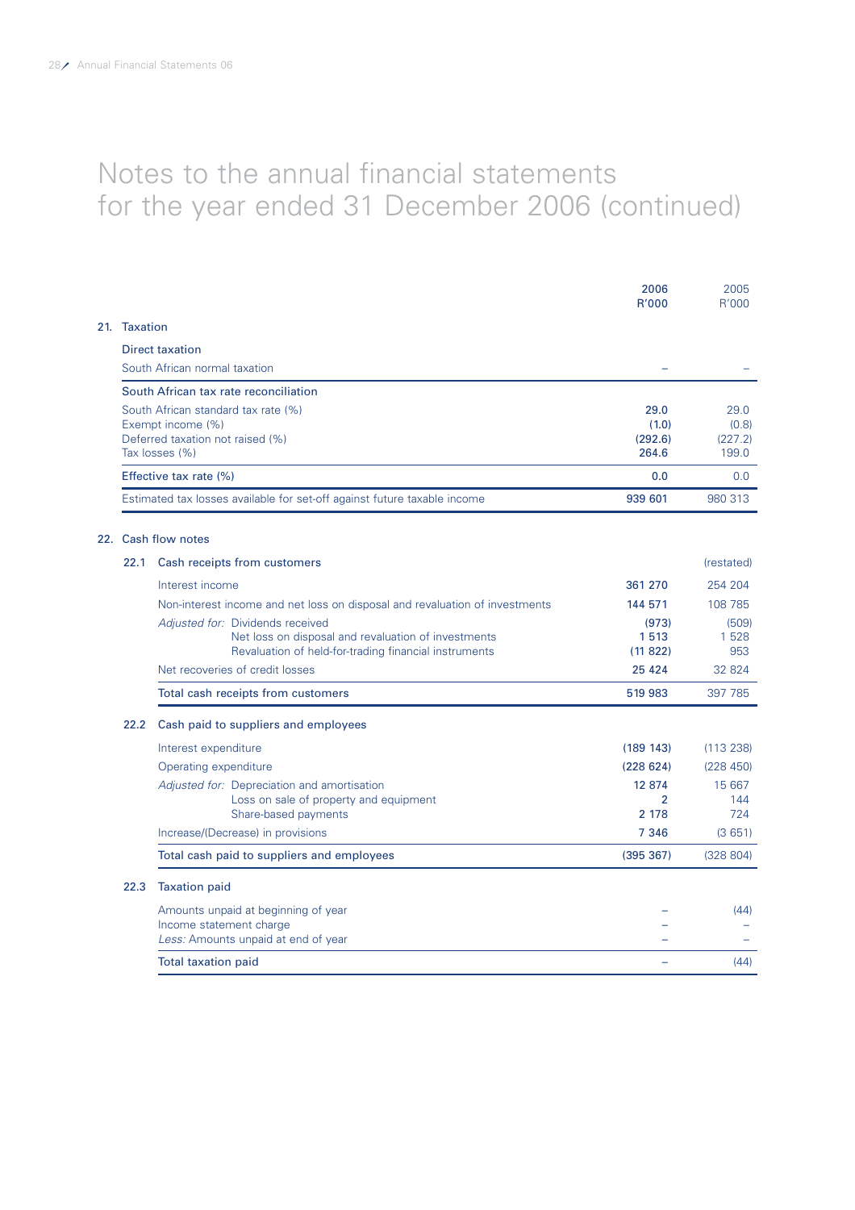# Notes to the annual financial statements for the year ended 31 December 2006 (continued)

| | 2006 R'000 | 2005 R'000 |
|---|---|---|
| **21. Taxation** | | |
| **Direct taxation** | | |
| South African normal taxation | – | – |
| **South African tax rate reconciliation** | | |
| South African standard tax rate (%) | 29.0 | 29.0 |
| Exempt income (%) | (1.0) | (0.8) |
| Deferred taxation not raised (%) | (292.6) | (227.2) |
| Tax losses (%) | 264.6 | 199.0 |
| Effective tax rate (%) | 0.0 | 0.0 |
| Estimated tax losses available for set-off against future taxable income | 939 601 | 980 313 |

## 22. Cash flow notes

| | 2006 R'000 | 2005 R'000 |
|---|---|---|
| **22.1 Cash receipts from customers** | | (restated) |
| Interest income | 361 270 | 254 204 |
| Non-interest income and net loss on disposal and revaluation of investments | 144 571 | 108 785 |
| *Adjusted for:* Dividends received | (973) | (509) |
| Net loss on disposal and revaluation of investments | 1 513 | 1 528 |
| Revaluation of held-for-trading financial instruments | (11 822) | 953 |
| Net recoveries of credit losses | 25 424 | 32 824 |
| Total cash receipts from customers | 519 983 | 397 785 |
| **22.2 Cash paid to suppliers and employees** | | |
| Interest expenditure | (189 143) | (113 238) |
| Operating expenditure | (228 624) | (228 450) |
| *Adjusted for:* Depreciation and amortisation | 12 874 | 15 667 |
| Loss on sale of property and equipment | 2 | 144 |
| Share-based payments | 2 178 | 724 |
| Increase/(Decrease) in provisions | 7 346 | (3 651) |
| Total cash paid to suppliers and employees | (395 367) | (328 804) |
| **22.3 Taxation paid** | | |
| Amounts unpaid at beginning of year | – | (44) |
| Income statement charge | – | – |
| *Less:* Amounts unpaid at end of year | – | – |
| Total taxation paid | – | (44) |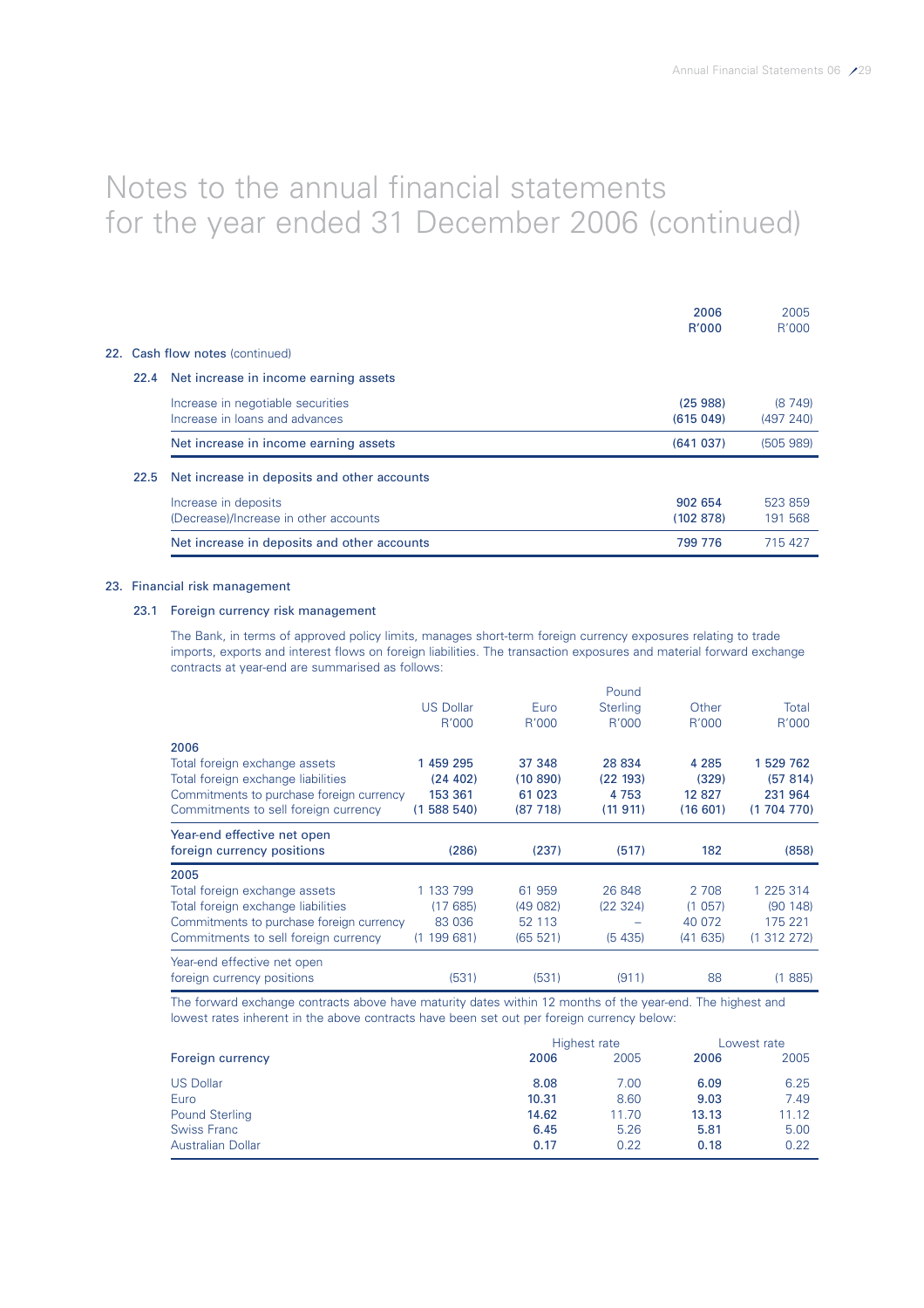# Notes to the annual financial statements for the year ended 31 December 2006 (continued)

| | 2006 R'000 | 2005 R'000 |
|---|---|---|
| **22. Cash flow notes** (continued) | | |
| **22.4 Net increase in income earning assets** | | |
| Increase in negotiable securities | **(25 988)** | (8 749) |
| Increase in loans and advances | **(615 049)** | (497 240) |
| Net increase in income earning assets | **(641 037)** | (505 989) |
| **22.5 Net increase in deposits and other accounts** | | |
| Increase in deposits | **902 654** | 523 859 |
| (Decrease)/Increase in other accounts | **(102 878)** | 191 568 |
| Net increase in deposits and other accounts | **799 776** | 715 427 |

## 23. Financial risk management

### 23.1 Foreign currency risk management

The Bank, in terms of approved policy limits, manages short-term foreign currency exposures relating to trade imports, exports and interest flows on foreign liabilities. The transaction exposures and material forward exchange contracts at year-end are summarised as follows:

| | US Dollar R'000 | Euro R'000 | Pound Sterling R'000 | Other R'000 | Total R'000 |
|---|---|---|---|---|---|
| **2006** | | | | | |
| Total foreign exchange assets | **1 459 295** | **37 348** | **28 834** | **4 285** | **1 529 762** |
| Total foreign exchange liabilities | **(24 402)** | **(10 890)** | **(22 193)** | **(329)** | **(57 814)** |
| Commitments to purchase foreign currency | **153 361** | **61 023** | **4 753** | **12 827** | **231 964** |
| Commitments to sell foreign currency | **(1 588 540)** | **(87 718)** | **(11 911)** | **(16 601)** | **(1 704 770)** |
| Year-end effective net open foreign currency positions | **(286)** | **(237)** | **(517)** | **182** | **(858)** |
| **2005** | | | | | |
| Total foreign exchange assets | 1 133 799 | 61 959 | 26 848 | 2 708 | 1 225 314 |
| Total foreign exchange liabilities | (17 685) | (49 082) | (22 324) | (1 057) | (90 148) |
| Commitments to purchase foreign currency | 83 036 | 52 113 | – | 40 072 | 175 221 |
| Commitments to sell foreign currency | (1 199 681) | (65 521) | (5 435) | (41 635) | (1 312 272) |
| Year-end effective net open foreign currency positions | (531) | (531) | (911) | 88 | (1 885) |

The forward exchange contracts above have maturity dates within 12 months of the year-end. The highest and lowest rates inherent in the above contracts have been set out per foreign currency below:

| Foreign currency | Highest rate 2006 | Highest rate 2005 | Lowest rate 2006 | Lowest rate 2005 |
|---|---|---|---|---|
| US Dollar | **8.08** | 7.00 | **6.09** | 6.25 |
| Euro | **10.31** | 8.60 | **9.03** | 7.49 |
| Pound Sterling | **14.62** | 11.70 | **13.13** | 11.12 |
| Swiss Franc | **6.45** | 5.26 | **5.81** | 5.00 |
| Australian Dollar | **0.17** | 0.22 | **0.18** | 0.22 |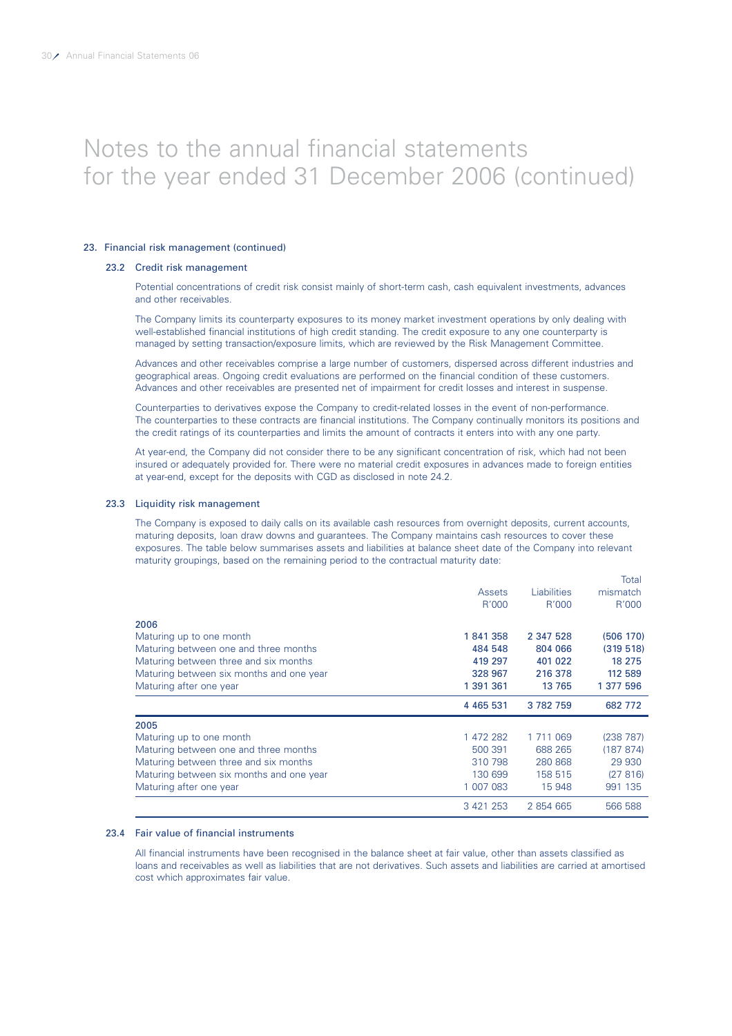# Notes to the annual financial statements for the year ended 31 December 2006 (continued)

## 23. Financial risk management (continued)

### 23.2 Credit risk management

Potential concentrations of credit risk consist mainly of short-term cash, cash equivalent investments, advances and other receivables.

The Company limits its counterparty exposures to its money market investment operations by only dealing with well-established financial institutions of high credit standing. The credit exposure to any one counterparty is managed by setting transaction/exposure limits, which are reviewed by the Risk Management Committee.

Advances and other receivables comprise a large number of customers, dispersed across different industries and geographical areas. Ongoing credit evaluations are performed on the financial condition of these customers. Advances and other receivables are presented net of impairment for credit losses and interest in suspense.

Counterparties to derivatives expose the Company to credit-related losses in the event of non-performance. The counterparties to these contracts are financial institutions. The Company continually monitors its positions and the credit ratings of its counterparties and limits the amount of contracts it enters into with any one party.

At year-end, the Company did not consider there to be any significant concentration of risk, which had not been insured or adequately provided for. There were no material credit exposures in advances made to foreign entities at year-end, except for the deposits with CGD as disclosed in note 24.2.

### 23.3 Liquidity risk management

The Company is exposed to daily calls on its available cash resources from overnight deposits, current accounts, maturing deposits, loan draw downs and guarantees. The Company maintains cash resources to cover these exposures. The table below summarises assets and liabilities at balance sheet date of the Company into relevant maturity groupings, based on the remaining period to the contractual maturity date:

| | Assets R'000 | Liabilities R'000 | Total mismatch R'000 |
|---|---|---|---|
| **2006** | | | |
| Maturing up to one month | **1 841 358** | **2 347 528** | **(506 170)** |
| Maturing between one and three months | **484 548** | **804 066** | **(319 518)** |
| Maturing between three and six months | **419 297** | **401 022** | **18 275** |
| Maturing between six months and one year | **328 967** | **216 378** | **112 589** |
| Maturing after one year | **1 391 361** | **13 765** | **1 377 596** |
| | **4 465 531** | **3 782 759** | **682 772** |
| **2005** | | | |
| Maturing up to one month | 1 472 282 | 1 711 069 | (238 787) |
| Maturing between one and three months | 500 391 | 688 265 | (187 874) |
| Maturing between three and six months | 310 798 | 280 868 | 29 930 |
| Maturing between six months and one year | 130 699 | 158 515 | (27 816) |
| Maturing after one year | 1 007 083 | 15 948 | 991 135 |
| | 3 421 253 | 2 854 665 | 566 588 |

### 23.4 Fair value of financial instruments

All financial instruments have been recognised in the balance sheet at fair value, other than assets classified as loans and receivables as well as liabilities that are not derivatives. Such assets and liabilities are carried at amortised cost which approximates fair value.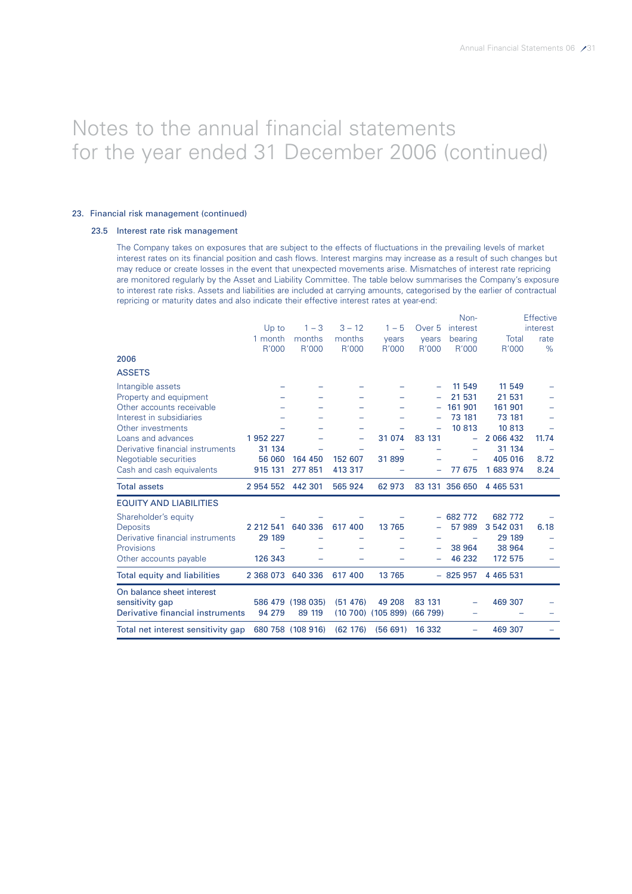# Notes to the annual financial statements for the year ended 31 December 2006 (continued)

## 23. Financial risk management (continued)

### 23.5 Interest rate risk management

The Company takes on exposures that are subject to the effects of fluctuations in the prevailing levels of market interest rates on its financial position and cash flows. Interest margins may increase as a result of such changes but may reduce or create losses in the event that unexpected movements arise. Mismatches of interest rate repricing are monitored regularly by the Asset and Liability Committee. The table below summarises the Company's exposure to interest rate risks. Assets and liabilities are included at carrying amounts, categorised by the earlier of contractual repricing or maturity dates and also indicate their effective interest rates at year-end:

| 2006 | Up to 1 month R'000 | 1 – 3 months R'000 | 3 – 12 months R'000 | 1 – 5 years R'000 | Over 5 years R'000 | Non-interest bearing R'000 | Total R'000 | Effective interest rate % |
|---|---|---|---|---|---|---|---|---|
| **ASSETS** | | | | | | | | |
| Intangible assets | – | – | – | – | – | 11 549 | 11 549 | – |
| Property and equipment | – | – | – | – | – | 21 531 | 21 531 | – |
| Other accounts receivable | – | – | – | – | – | 161 901 | 161 901 | – |
| Interest in subsidiaries | – | – | – | – | – | 73 181 | 73 181 | – |
| Other investments | – | – | – | – | – | 10 813 | 10 813 | – |
| Loans and advances | 1 952 227 | – | – | 31 074 | 83 131 | – | 2 066 432 | 11.74 |
| Derivative financial instruments | 31 134 | – | – | – | – | – | 31 134 | – |
| Negotiable securities | 56 060 | 164 450 | 152 607 | 31 899 | – | – | 405 016 | 8.72 |
| Cash and cash equivalents | 915 131 | 277 851 | 413 317 | – | – | 77 675 | 1 683 974 | 8.24 |
| Total assets | 2 954 552 | 442 301 | 565 924 | 62 973 | 83 131 | 356 650 | 4 465 531 | |
| **EQUITY AND LIABILITIES** | | | | | | | | |
| Shareholder's equity | – | – | – | – | – | 682 772 | 682 772 | – |
| Deposits | 2 212 541 | 640 336 | 617 400 | 13 765 | – | 57 989 | 3 542 031 | 6.18 |
| Derivative financial instruments | 29 189 | – | – | – | – | – | 29 189 | – |
| Provisions | – | – | – | – | – | 38 964 | 38 964 | – |
| Other accounts payable | 126 343 | – | – | – | – | 46 232 | 172 575 | – |
| Total equity and liabilities | 2 368 073 | 640 336 | 617 400 | 13 765 | – | 825 957 | 4 465 531 | |
| On balance sheet interest sensitivity gap | 586 479 | (198 035) | (51 476) | 49 208 | 83 131 | – | 469 307 | – |
| Derivative financial instruments | 94 279 | 89 119 | (10 700) | (105 899) | (66 799) | – | – | – |
| Total net interest sensitivity gap | 680 758 | (108 916) | (62 176) | (56 691) | 16 332 | – | 469 307 | – |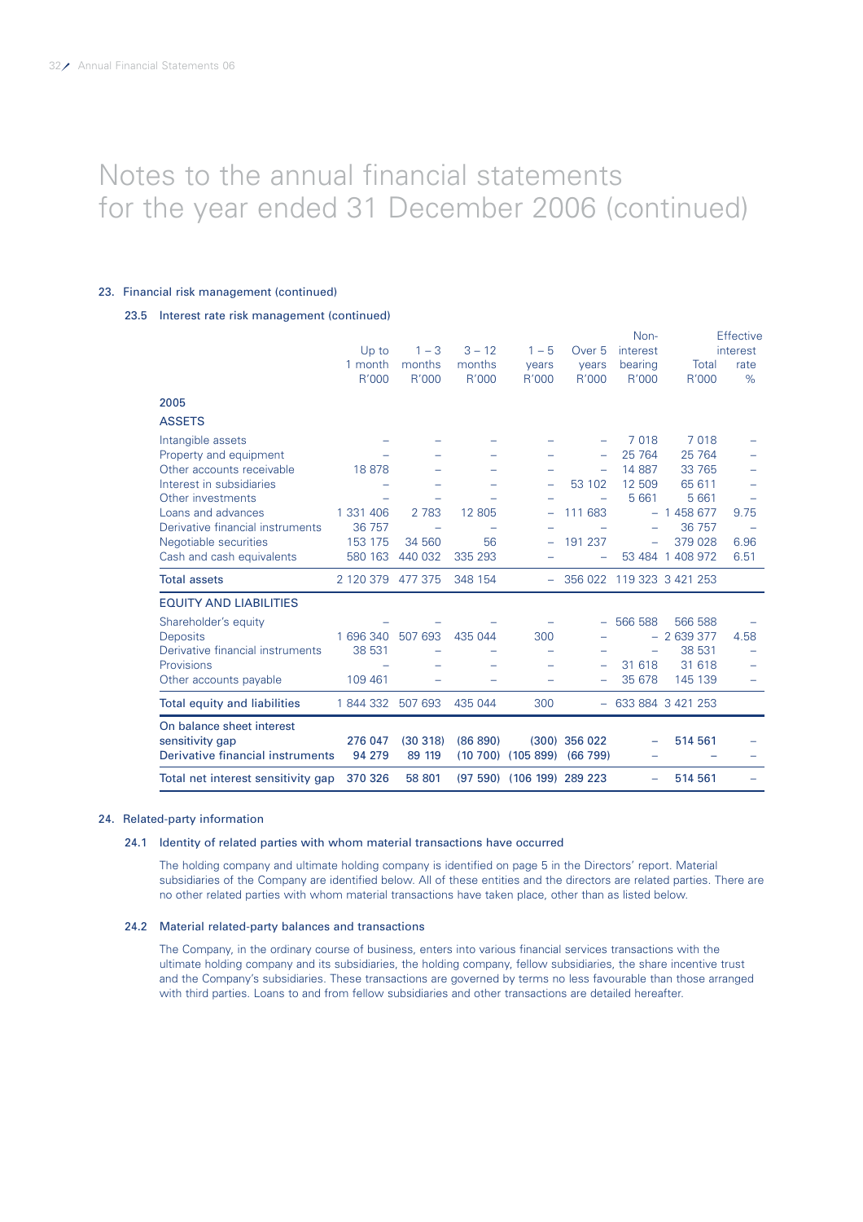# Notes to the annual financial statements for the year ended 31 December 2006 (continued)

## 23. Financial risk management (continued)

### 23.5 Interest rate risk management (continued)

| | Up to 1 month R'000 | 1 – 3 months R'000 | 3 – 12 months R'000 | 1 – 5 years R'000 | Over 5 years R'000 | Non-interest bearing R'000 | Total R'000 | Effective interest rate % |
|---|---|---|---|---|---|---|---|---|
| **2005** | | | | | | | | |
| **ASSETS** | | | | | | | | |
| Intangible assets | – | – | – | – | – | 7 018 | 7 018 | – |
| Property and equipment | – | – | – | – | – | 25 764 | 25 764 | – |
| Other accounts receivable | 18 878 | – | – | – | – | 14 887 | 33 765 | – |
| Interest in subsidiaries | – | – | – | – | 53 102 | 12 509 | 65 611 | – |
| Other investments | – | – | – | – | – | 5 661 | 5 661 | – |
| Loans and advances | 1 331 406 | 2 783 | 12 805 | – | 111 683 | – | 1 458 677 | 9.75 |
| Derivative financial instruments | 36 757 | – | – | – | – | – | 36 757 | – |
| Negotiable securities | 153 175 | 34 560 | 56 | – | 191 237 | – | 379 028 | 6.96 |
| Cash and cash equivalents | 580 163 | 440 032 | 335 293 | – | – | 53 484 | 1 408 972 | 6.51 |
| **Total assets** | 2 120 379 | 477 375 | 348 154 | – | 356 022 | 119 323 | 3 421 253 | |
| **EQUITY AND LIABILITIES** | | | | | | | | |
| Shareholder's equity | – | – | – | – | – | 566 588 | 566 588 | – |
| Deposits | 1 696 340 | 507 693 | 435 044 | 300 | – | – | 2 639 377 | 4.58 |
| Derivative financial instruments | 38 531 | – | – | – | – | – | 38 531 | – |
| Provisions | – | – | – | – | – | 31 618 | 31 618 | – |
| Other accounts payable | 109 461 | – | – | – | – | 35 678 | 145 139 | – |
| **Total equity and liabilities** | 1 844 332 | 507 693 | 435 044 | 300 | – | 633 884 | 3 421 253 | |
| On balance sheet interest sensitivity gap | 276 047 | (30 318) | (86 890) | (300) | 356 022 | – | 514 561 | – |
| Derivative financial instruments | 94 279 | 89 119 | (10 700) | (105 899) | (66 799) | – | – | – |
| **Total net interest sensitivity gap** | 370 326 | 58 801 | (97 590) | (106 199) | 289 223 | – | 514 561 | – |

## 24. Related-party information

### 24.1 Identity of related parties with whom material transactions have occurred

The holding company and ultimate holding company is identified on page 5 in the Directors' report. Material subsidiaries of the Company are identified below. All of these entities and the directors are related parties. There are no other related parties with whom material transactions have taken place, other than as listed below.

### 24.2 Material related-party balances and transactions

The Company, in the ordinary course of business, enters into various financial services transactions with the ultimate holding company and its subsidiaries, the holding company, fellow subsidiaries, the share incentive trust and the Company's subsidiaries. These transactions are governed by terms no less favourable than those arranged with third parties. Loans to and from fellow subsidiaries and other transactions are detailed hereafter.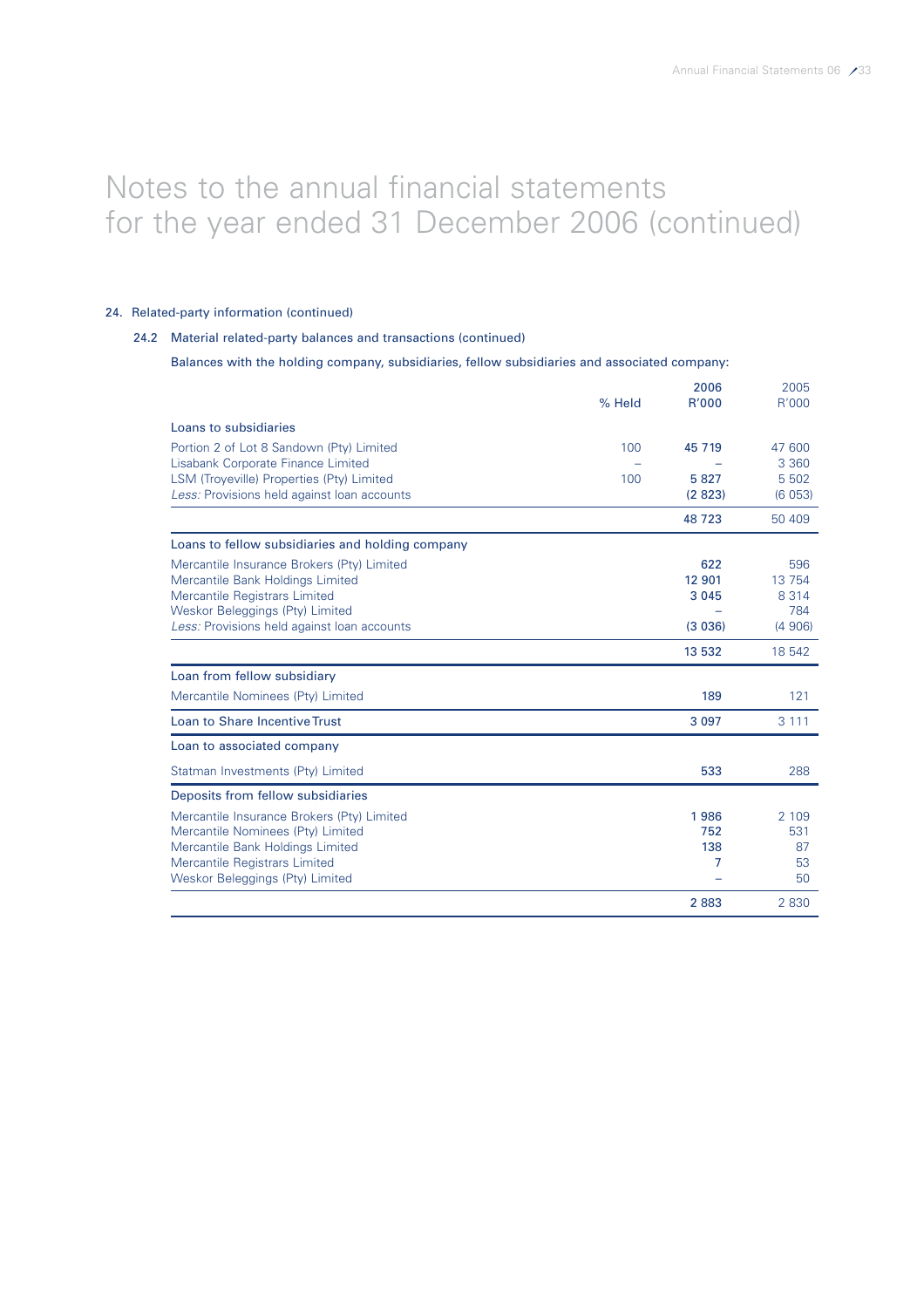# Notes to the annual financial statements for the year ended 31 December 2006 (continued)

## 24. Related-party information (continued)

### 24.2 Material related-party balances and transactions (continued)

Balances with the holding company, subsidiaries, fellow subsidiaries and associated company:

| | % Held | 2006 R'000 | 2005 R'000 |
|---|---|---|---|
| **Loans to subsidiaries** | | | |
| Portion 2 of Lot 8 Sandown (Pty) Limited | 100 | 45 719 | 47 600 |
| Lisabank Corporate Finance Limited | – | – | 3 360 |
| LSM (Troyeville) Properties (Pty) Limited | 100 | 5 827 | 5 502 |
| *Less:* Provisions held against loan accounts | | (2 823) | (6 053) |
| | | 48 723 | 50 409 |
| **Loans to fellow subsidiaries and holding company** | | | |
| Mercantile Insurance Brokers (Pty) Limited | | 622 | 596 |
| Mercantile Bank Holdings Limited | | 12 901 | 13 754 |
| Mercantile Registrars Limited | | 3 045 | 8 314 |
| Weskor Beleggings (Pty) Limited | | – | 784 |
| *Less:* Provisions held against loan accounts | | (3 036) | (4 906) |
| | | 13 532 | 18 542 |
| **Loan from fellow subsidiary** | | | |
| Mercantile Nominees (Pty) Limited | | 189 | 121 |
| **Loan to Share Incentive Trust** | | 3 097 | 3 111 |
| **Loan to associated company** | | | |
| Statman Investments (Pty) Limited | | 533 | 288 |
| **Deposits from fellow subsidiaries** | | | |
| Mercantile Insurance Brokers (Pty) Limited | | 1 986 | 2 109 |
| Mercantile Nominees (Pty) Limited | | 752 | 531 |
| Mercantile Bank Holdings Limited | | 138 | 87 |
| Mercantile Registrars Limited | | 7 | 53 |
| Weskor Beleggings (Pty) Limited | | – | 50 |
| | | 2 883 | 2 830 |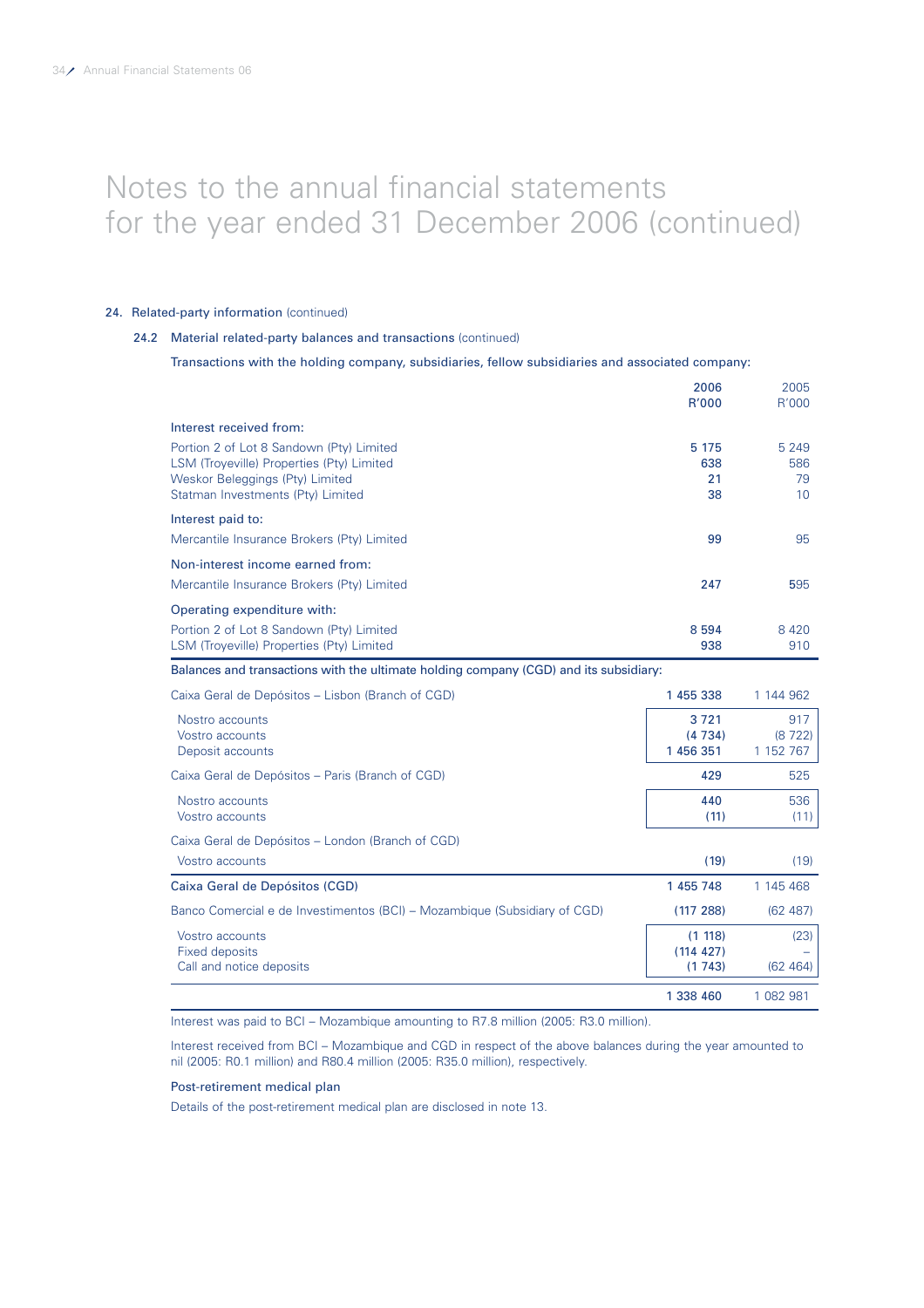# Notes to the annual financial statements for the year ended 31 December 2006 (continued)

## 24. Related-party information (continued)

### 24.2 Material related-party balances and transactions (continued)

Transactions with the holding company, subsidiaries, fellow subsidiaries and associated company:

| | 2006 R'000 | 2005 R'000 |
|---|---|---|
| **Interest received from:** | | |
| Portion 2 of Lot 8 Sandown (Pty) Limited | 5 175 | 5 249 |
| LSM (Troyeville) Properties (Pty) Limited | 638 | 586 |
| Weskor Beleggings (Pty) Limited | 21 | 79 |
| Statman Investments (Pty) Limited | 38 | 10 |
| **Interest paid to:** | | |
| Mercantile Insurance Brokers (Pty) Limited | 99 | 95 |
| **Non-interest income earned from:** | | |
| Mercantile Insurance Brokers (Pty) Limited | 247 | 595 |
| **Operating expenditure with:** | | |
| Portion 2 of Lot 8 Sandown (Pty) Limited | 8 594 | 8 420 |
| LSM (Troyeville) Properties (Pty) Limited | 938 | 910 |

Balances and transactions with the ultimate holding company (CGD) and its subsidiary:

| | 2006 R'000 | 2005 R'000 |
|---|---|---|
| Caixa Geral de Depósitos – Lisbon (Branch of CGD) | 1 455 338 | 1 144 962 |
| Nostro accounts | 3 721 | 917 |
| Vostro accounts | (4 734) | (8 722) |
| Deposit accounts | 1 456 351 | 1 152 767 |
| Caixa Geral de Depósitos – Paris (Branch of CGD) | 429 | 525 |
| Nostro accounts | 440 | 536 |
| Vostro accounts | (11) | (11) |
| Caixa Geral de Depósitos – London (Branch of CGD) | | |
| Vostro accounts | (19) | (19) |
| **Caixa Geral de Depósitos (CGD)** | 1 455 748 | 1 145 468 |
| Banco Comercial e de Investimentos (BCI) – Mozambique (Subsidiary of CGD) | (117 288) | (62 487) |
| Vostro accounts | (1 118) | (23) |
| Fixed deposits | (114 427) | – |
| Call and notice deposits | (1 743) | (62 464) |
| | **1 338 460** | **1 082 981** |

Interest was paid to BCI – Mozambique amounting to R7.8 million (2005: R3.0 million).

Interest received from BCI – Mozambique and CGD in respect of the above balances during the year amounted to nil (2005: R0.1 million) and R80.4 million (2005: R35.0 million), respectively.

#### Post-retirement medical plan

Details of the post-retirement medical plan are disclosed in note 13.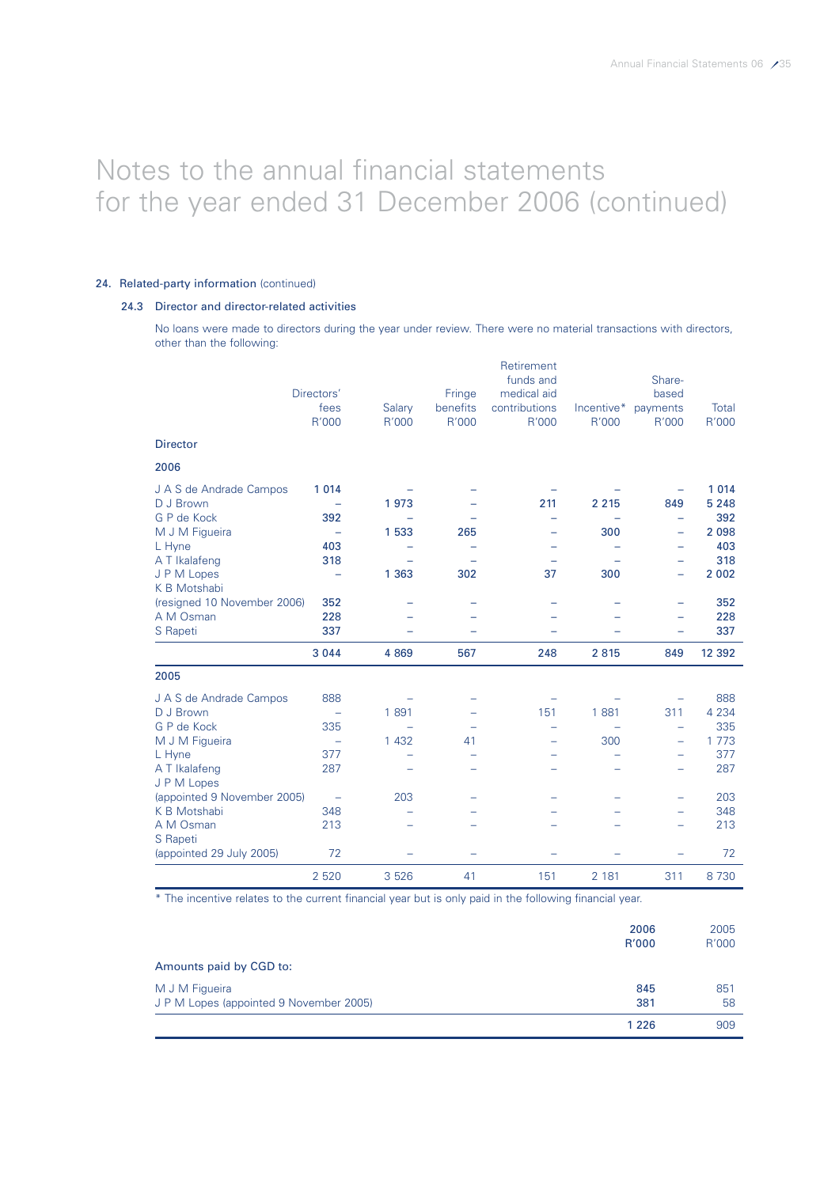# Notes to the annual financial statements for the year ended 31 December 2006 (continued)

## 24. Related-party information (continued)

### 24.3 Director and director-related activities

No loans were made to directors during the year under review. There were no material transactions with directors, other than the following:

| Director | Directors' fees R'000 | Salary R'000 | Fringe benefits R'000 | Retirement funds and medical aid contributions R'000 | Incentive* R'000 | Share-based payments R'000 | Total R'000 |
|---|---|---|---|---|---|---|---|
| **2006** | | | | | | | |
| J A S de Andrade Campos | **1 014** | – | – | – | – | – | **1 014** |
| D J Brown | – | **1 973** | – | **211** | **2 215** | **849** | **5 248** |
| G P de Kock | **392** | – | – | – | – | – | **392** |
| M J M Figueira | – | **1 533** | **265** | – | **300** | – | **2 098** |
| L Hyne | **403** | – | – | – | – | – | **403** |
| A T Ikalafeng | **318** | – | – | – | – | – | **318** |
| J P M Lopes | – | **1 363** | **302** | **37** | **300** | – | **2 002** |
| K B Motshabi (resigned 10 November 2006) | **352** | – | – | – | – | – | **352** |
| A M Osman | **228** | – | – | – | – | – | **228** |
| S Rapeti | **337** | – | – | – | – | – | **337** |
| | **3 044** | **4 869** | **567** | **248** | **2 815** | **849** | **12 392** |
| **2005** | | | | | | | |
| J A S de Andrade Campos | 888 | – | – | – | – | – | 888 |
| D J Brown | – | 1 891 | – | 151 | 1 881 | 311 | 4 234 |
| G P de Kock | 335 | – | – | – | – | – | 335 |
| M J M Figueira | – | 1 432 | 41 | – | 300 | – | 1 773 |
| L Hyne | 377 | – | – | – | – | – | 377 |
| A T Ikalafeng | 287 | – | – | – | – | – | 287 |
| J P M Lopes (appointed 9 November 2005) | – | 203 | – | – | – | – | 203 |
| K B Motshabi | 348 | – | – | – | – | – | 348 |
| A M Osman | 213 | – | – | – | – | – | 213 |
| S Rapeti (appointed 29 July 2005) | 72 | – | – | – | – | – | 72 |
| | 2 520 | 3 526 | 41 | 151 | 2 181 | 311 | 8 730 |

* The incentive relates to the current financial year but is only paid in the following financial year.

| | 2006 R'000 | 2005 R'000 |
|---|---|---|
| **Amounts paid by CGD to:** | | |
| M J M Figueira | **845** | 851 |
| J P M Lopes (appointed 9 November 2005) | **381** | 58 |
| | **1 226** | 909 |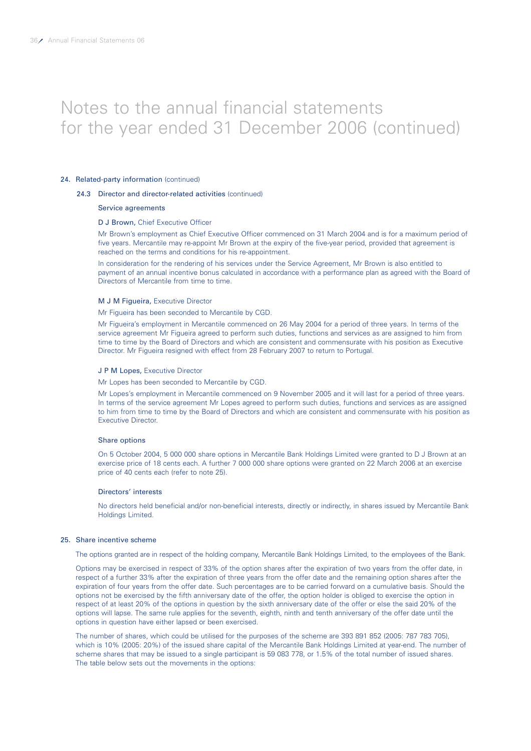# Notes to the annual financial statements for the year ended 31 December 2006 (continued)

## 24. Related-party information (continued)

### 24.3 Director and director-related activities (continued)

#### Service agreements

**D J Brown,** Chief Executive Officer

Mr Brown's employment as Chief Executive Officer commenced on 31 March 2004 and is for a maximum period of five years. Mercantile may re-appoint Mr Brown at the expiry of the five-year period, provided that agreement is reached on the terms and conditions for his re-appointment.

In consideration for the rendering of his services under the Service Agreement, Mr Brown is also entitled to payment of an annual incentive bonus calculated in accordance with a performance plan as agreed with the Board of Directors of Mercantile from time to time.

**M J M Figueira,** Executive Director

Mr Figueira has been seconded to Mercantile by CGD.

Mr Figueira's employment in Mercantile commenced on 26 May 2004 for a period of three years. In terms of the service agreement Mr Figueira agreed to perform such duties, functions and services as are assigned to him from time to time by the Board of Directors and which are consistent and commensurate with his position as Executive Director. Mr Figueira resigned with effect from 28 February 2007 to return to Portugal.

**J P M Lopes,** Executive Director

Mr Lopes has been seconded to Mercantile by CGD.

Mr Lopes's employment in Mercantile commenced on 9 November 2005 and it will last for a period of three years. In terms of the service agreement Mr Lopes agreed to perform such duties, functions and services as are assigned to him from time to time by the Board of Directors and which are consistent and commensurate with his position as Executive Director.

#### Share options

On 5 October 2004, 5 000 000 share options in Mercantile Bank Holdings Limited were granted to D J Brown at an exercise price of 18 cents each. A further 7 000 000 share options were granted on 22 March 2006 at an exercise price of 40 cents each (refer to note 25).

#### Directors' interests

No directors held beneficial and/or non-beneficial interests, directly or indirectly, in shares issued by Mercantile Bank Holdings Limited.

## 25. Share incentive scheme

The options granted are in respect of the holding company, Mercantile Bank Holdings Limited, to the employees of the Bank.

Options may be exercised in respect of 33% of the option shares after the expiration of two years from the offer date, in respect of a further 33% after the expiration of three years from the offer date and the remaining option shares after the expiration of four years from the offer date. Such percentages are to be carried forward on a cumulative basis. Should the options not be exercised by the fifth anniversary date of the offer, the option holder is obliged to exercise the option in respect of at least 20% of the options in question by the sixth anniversary date of the offer or else the said 20% of the options will lapse. The same rule applies for the seventh, eighth, ninth and tenth anniversary of the offer date until the options in question have either lapsed or been exercised.

The number of shares, which could be utilised for the purposes of the scheme are 393 891 852 (2005: 787 783 705), which is 10% (2005: 20%) of the issued share capital of the Mercantile Bank Holdings Limited at year-end. The number of scheme shares that may be issued to a single participant is 59 083 778, or 1.5% of the total number of issued shares. The table below sets out the movements in the options: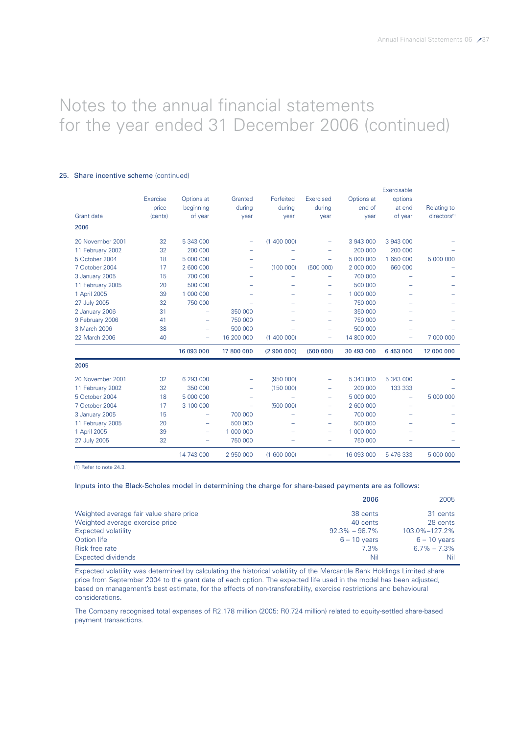# Notes to the annual financial statements for the year ended 31 December 2006 (continued)

## 25. Share incentive scheme (continued)

| Grant date | Exercise price (cents) | Options at beginning of year | Granted during year | Forfeited during year | Exercised during year | Options at end of year | Exercisable options at end of year | Relating to directors[1] |
|---|---|---|---|---|---|---|---|---|
| **2006** | | | | | | | | |
| 20 November 2001 | 32 | 5 343 000 | – | (1 400 000) | – | 3 943 000 | 3 943 000 | – |
| 11 February 2002 | 32 | 200 000 | – | – | – | 200 000 | 200 000 | – |
| 5 October 2004 | 18 | 5 000 000 | – | – | – | 5 000 000 | 1 650 000 | 5 000 000 |
| 7 October 2004 | 17 | 2 600 000 | – | (100 000) | (500 000) | 2 000 000 | 660 000 | – |
| 3 January 2005 | 15 | 700 000 | – | – | – | 700 000 | – | – |
| 11 February 2005 | 20 | 500 000 | – | – | – | 500 000 | – | – |
| 1 April 2005 | 39 | 1 000 000 | – | – | – | 1 000 000 | – | – |
| 27 July 2005 | 32 | 750 000 | – | – | – | 750 000 | – | – |
| 2 January 2006 | 31 | – | 350 000 | – | – | 350 000 | – | – |
| 9 February 2006 | 41 | – | 750 000 | – | – | 750 000 | – | – |
| 3 March 2006 | 38 | – | 500 000 | – | – | 500 000 | – | – |
| 22 March 2006 | 40 | – | 16 200 000 | (1 400 000) | – | 14 800 000 | – | 7 000 000 |
| | | **16 093 000** | **17 800 000** | **(2 900 000)** | **(500 000)** | **30 493 000** | **6 453 000** | **12 000 000** |
| **2005** | | | | | | | | |
| 20 November 2001 | 32 | 6 293 000 | – | (950 000) | – | 5 343 000 | 5 343 000 | – |
| 11 February 2002 | 32 | 350 000 | – | (150 000) | – | 200 000 | 133 333 | – |
| 5 October 2004 | 18 | 5 000 000 | – | – | – | 5 000 000 | – | 5 000 000 |
| 7 October 2004 | 17 | 3 100 000 | – | (500 000) | – | 2 600 000 | – | – |
| 3 January 2005 | 15 | – | 700 000 | – | – | 700 000 | – | – |
| 11 February 2005 | 20 | – | 500 000 | – | – | 500 000 | – | – |
| 1 April 2005 | 39 | – | 1 000 000 | – | – | 1 000 000 | – | – |
| 27 July 2005 | 32 | – | 750 000 | – | – | 750 000 | – | – |
| | | 14 743 000 | 2 950 000 | (1 600 000) | – | 16 093 000 | 5 476 333 | 5 000 000 |

(1) Refer to note 24.3.

Inputs into the Black-Scholes model in determining the charge for share-based payments are as follows:

| | 2006 | 2005 |
|---|---|---|
| Weighted average fair value share price | 38 cents | 31 cents |
| Weighted average exercise price | 40 cents | 28 cents |
| Expected volatility | 92.3% – 98.7% | 103.0%–127.2% |
| Option life | 6 – 10 years | 6 – 10 years |
| Risk free rate | 7.3% | 6.7% – 7.3% |
| Expected dividends | Nil | Nil |

Expected volatility was determined by calculating the historical volatility of the Mercantile Bank Holdings Limited share price from September 2004 to the grant date of each option. The expected life used in the model has been adjusted, based on management's best estimate, for the effects of non-transferability, exercise restrictions and behavioural considerations.

The Company recognised total expenses of R2.178 million (2005: R0.724 million) related to equity-settled share-based payment transactions.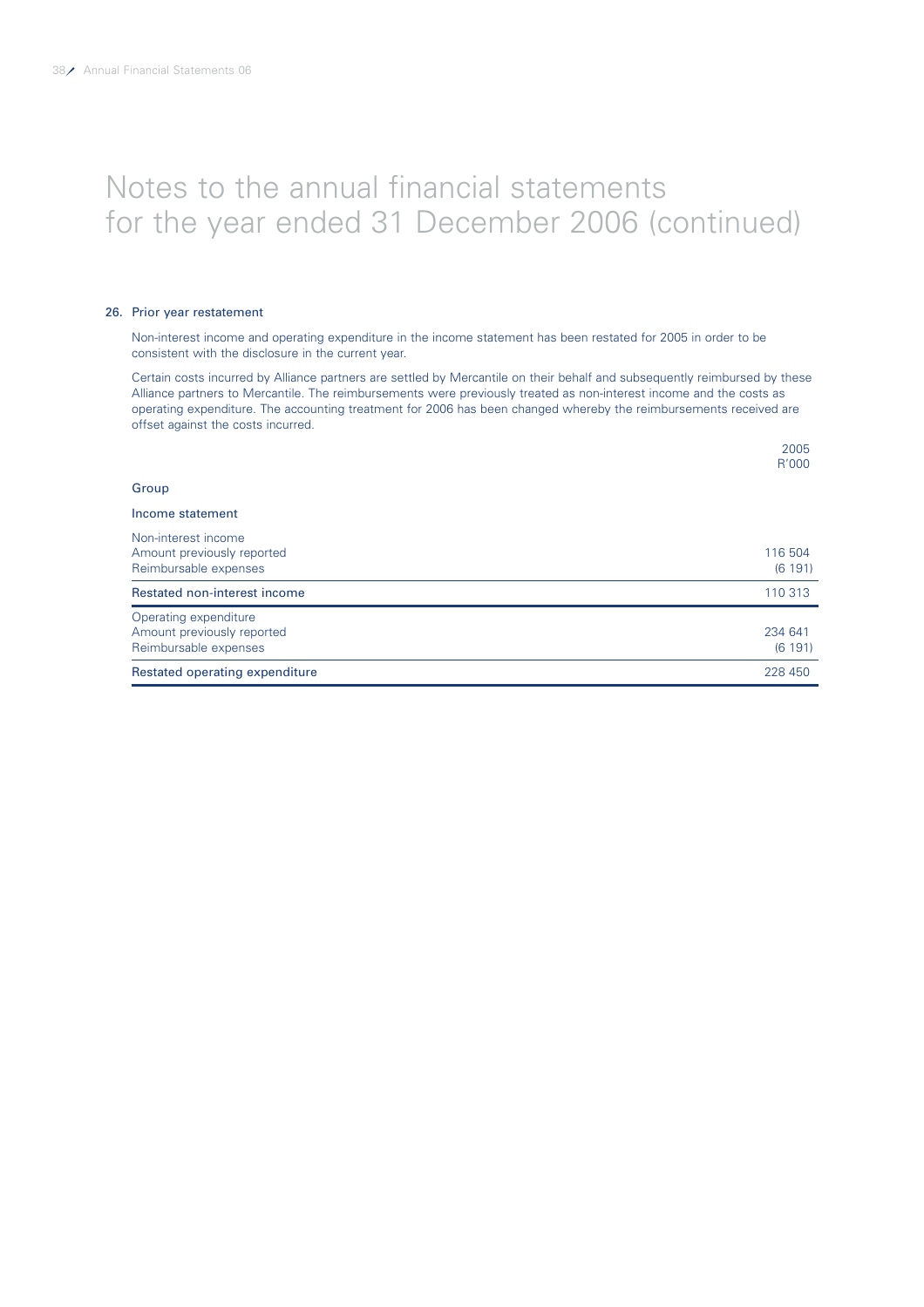# Notes to the annual financial statements for the year ended 31 December 2006 (continued)

## 26. Prior year restatement

Non-interest income and operating expenditure in the income statement has been restated for 2005 in order to be consistent with the disclosure in the current year.

Certain costs incurred by Alliance partners are settled by Mercantile on their behalf and subsequently reimbursed by these Alliance partners to Mercantile. The reimbursements were previously treated as non-interest income and the costs as operating expenditure. The accounting treatment for 2006 has been changed whereby the reimbursements received are offset against the costs incurred.

| | 2005 R'000 |
|---|---|
| **Group** | |
| **Income statement** | |
| Non-interest income | |
| Amount previously reported | 116 504 |
| Reimbursable expenses | (6 191) |
| **Restated non-interest income** | 110 313 |
| Operating expenditure | |
| Amount previously reported | 234 641 |
| Reimbursable expenses | (6 191) |
| **Restated operating expenditure** | 228 450 |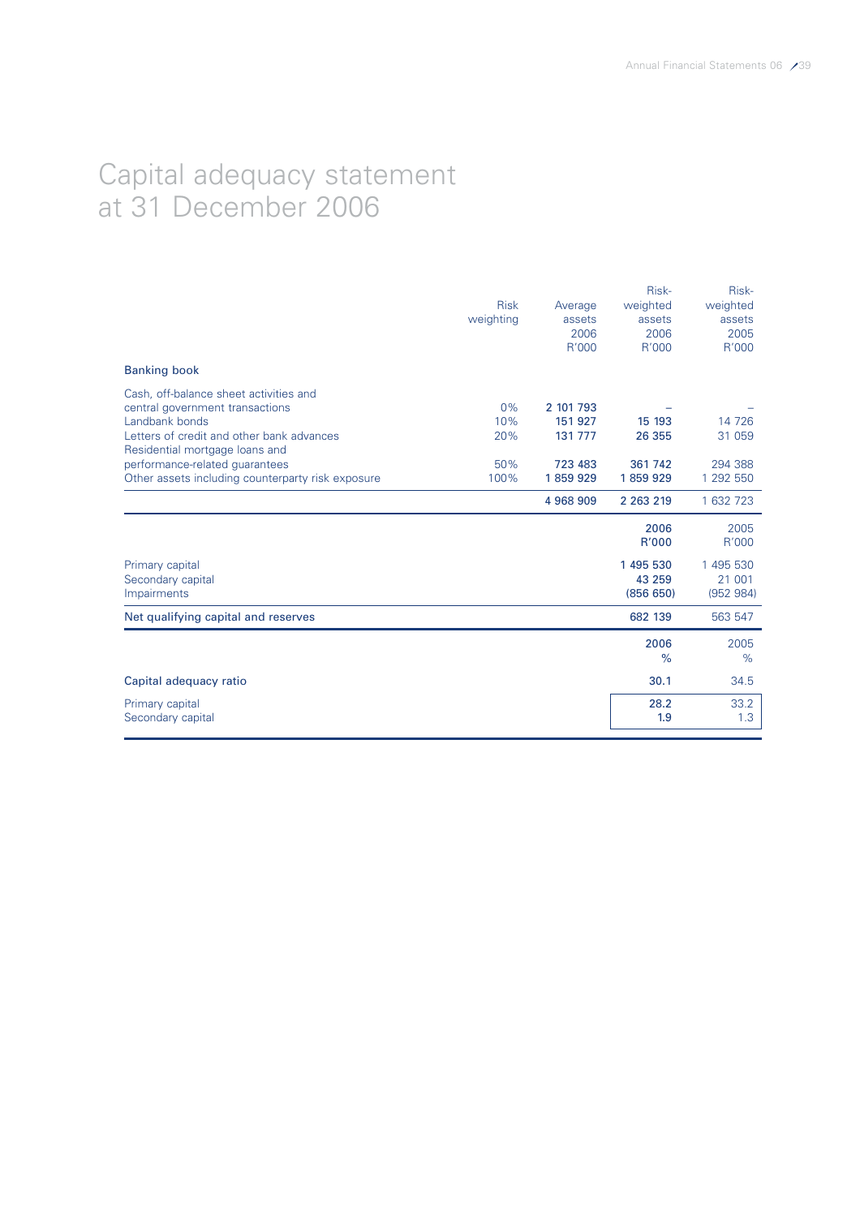# Capital adequacy statement at 31 December 2006

| | Risk weighting | Average assets 2006 R'000 | Risk-weighted assets 2006 R'000 | Risk-weighted assets 2005 R'000 |
|---|---|---|---|---|
| **Banking book** | | | | |
| Cash, off-balance sheet activities and central government transactions | 0% | 2 101 793 | – | – |
| Landbank bonds | 10% | 151 927 | 15 193 | 14 726 |
| Letters of credit and other bank advances | 20% | 131 777 | 26 355 | 31 059 |
| Residential mortgage loans and performance-related guarantees | 50% | 723 483 | 361 742 | 294 388 |
| Other assets including counterparty risk exposure | 100% | 1 859 929 | 1 859 929 | 1 292 550 |
| | | 4 968 909 | 2 263 219 | 1 632 723 |

| | 2006 R'000 | 2005 R'000 |
|---|---|---|
| Primary capital | 1 495 530 | 1 495 530 |
| Secondary capital | 43 259 | 21 001 |
| Impairments | (856 650) | (952 984) |
| Net qualifying capital and reserves | 682 139 | 563 547 |

| | 2006 % | 2005 % |
|---|---|---|
| Capital adequacy ratio | 30.1 | 34.5 |
| Primary capital | 28.2 | 33.2 |
| Secondary capital | 1.9 | 1.3 |